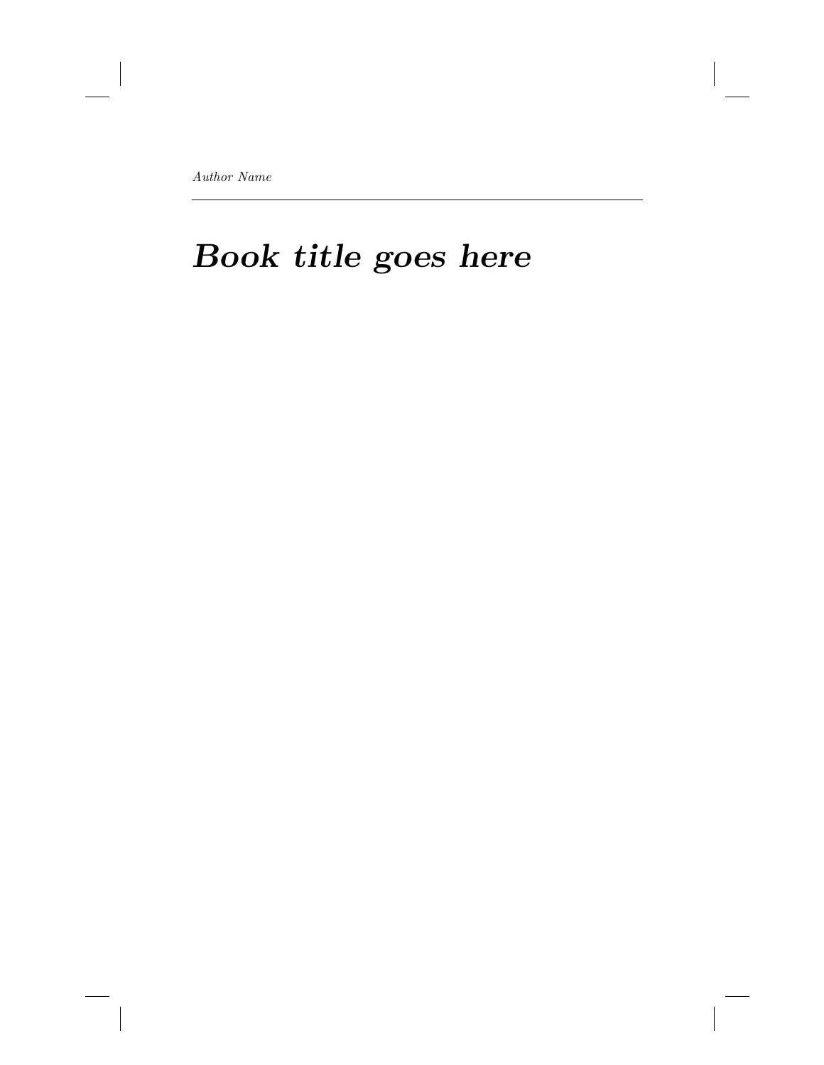*Author Name*

---

# *Book title goes here*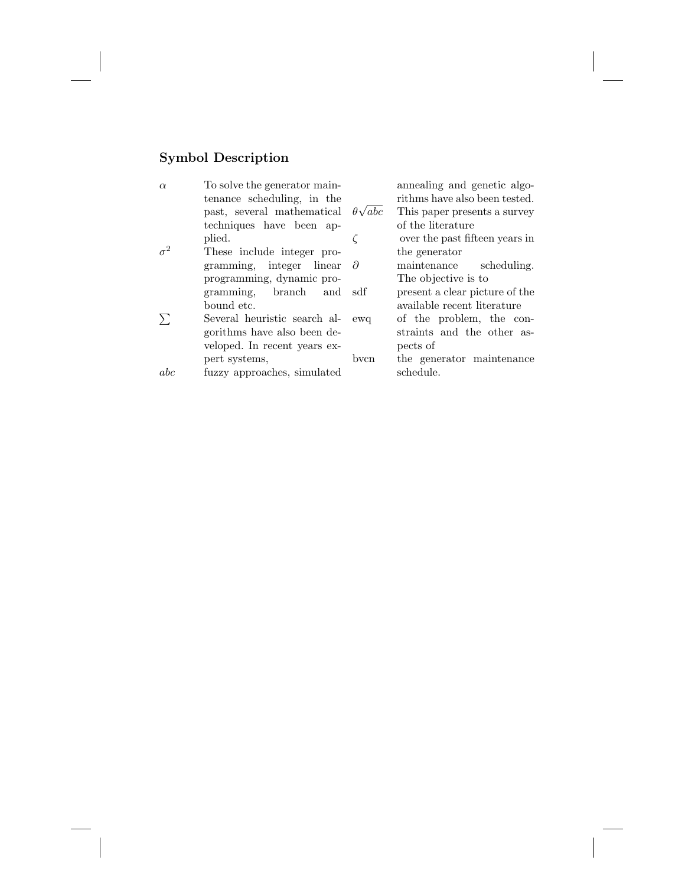## Symbol Description

| Symbol | Description |
|---|---|
| $\alpha$ | To solve the generator maintenance scheduling, in the past, several mathematical techniques have been applied. |
| $\sigma^2$ | These include integer programming, integer linear programming, dynamic programming, branch and bound etc. |
| $\sum$ | Several heuristic search algorithms have also been developed. In recent years expert systems, |
| $abc$ | fuzzy approaches, simulated annealing and genetic algorithms have also been tested. |
| $\theta\sqrt{abc}$ | This paper presents a survey of the literature |
| $\zeta$ | over the past fifteen years in the generator |
| $\partial$ | maintenance scheduling. The objective is to |
| sdf | present a clear picture of the available recent literature |
| ewq | of the problem, the constraints and the other aspects of |
| bvcn | the generator maintenance schedule. |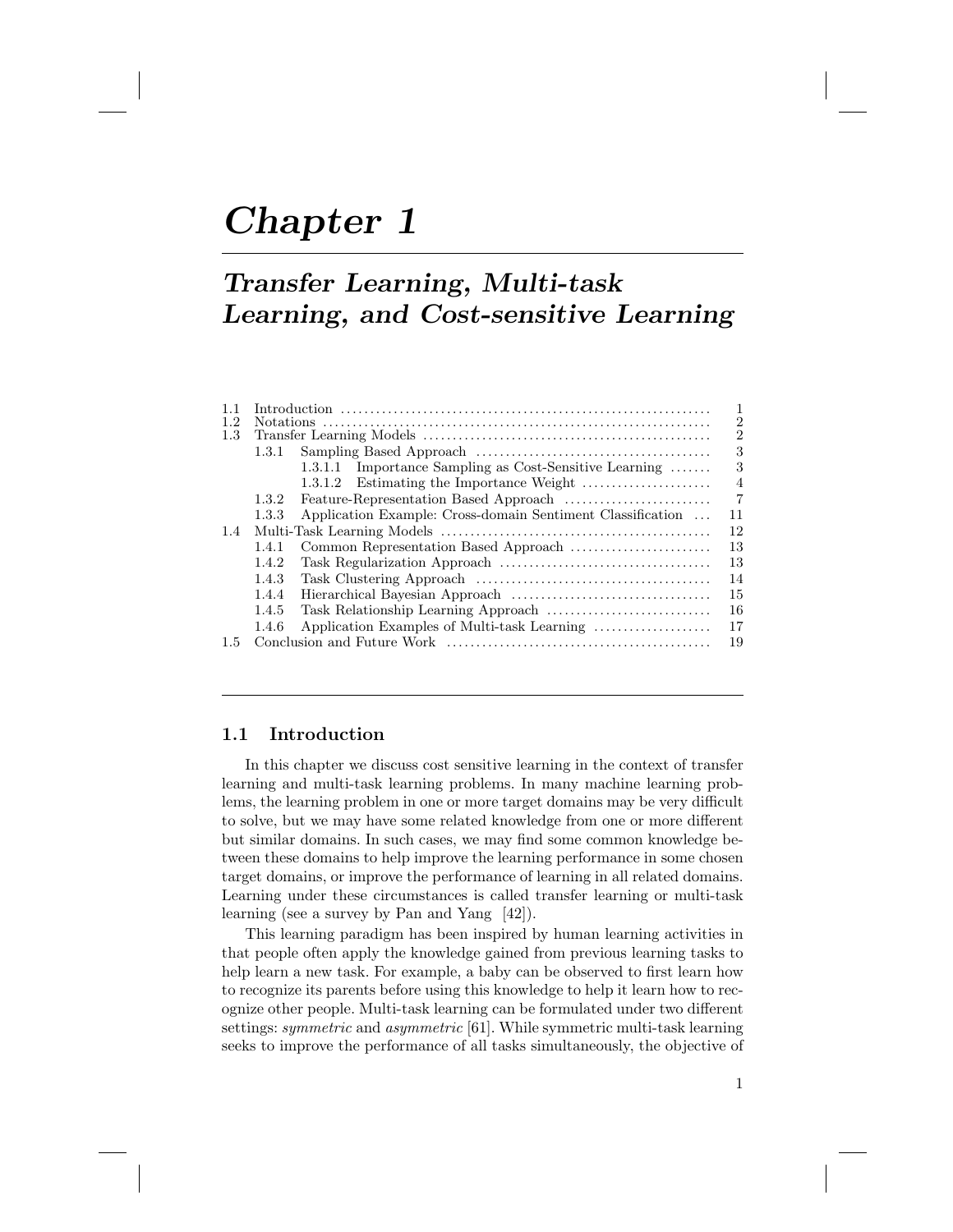# Chapter 1

## Transfer Learning, Multi-task Learning, and Cost-sensitive Learning

| | | | |
|---|---|---|---|
| 1.1 | Introduction | | 1 |
| 1.2 | Notations | | 2 |
| 1.3 | Transfer Learning Models | | 2 |
| | 1.3.1 | Sampling Based Approach | 3 |
| | | 1.3.1.1 Importance Sampling as Cost-Sensitive Learning | 3 |
| | | 1.3.1.2 Estimating the Importance Weight | 4 |
| | 1.3.2 | Feature-Representation Based Approach | 7 |
| | 1.3.3 | Application Example: Cross-domain Sentiment Classification | 11 |
| 1.4 | Multi-Task Learning Models | | 12 |
| | 1.4.1 | Common Representation Based Approach | 13 |
| | 1.4.2 | Task Regularization Approach | 13 |
| | 1.4.3 | Task Clustering Approach | 14 |
| | 1.4.4 | Hierarchical Bayesian Approach | 15 |
| | 1.4.5 | Task Relationship Learning Approach | 16 |
| | 1.4.6 | Application Examples of Multi-task Learning | 17 |
| 1.5 | Conclusion and Future Work | | 19 |

### 1.1 Introduction

In this chapter we discuss cost sensitive learning in the context of transfer learning and multi-task learning problems. In many machine learning problems, the learning problem in one or more target domains may be very difficult to solve, but we may have some related knowledge from one or more different but similar domains. In such cases, we may find some common knowledge between these domains to help improve the learning performance in some chosen target domains, or improve the performance of learning in all related domains. Learning under these circumstances is called transfer learning or multi-task learning (see a survey by Pan and Yang [42]).

This learning paradigm has been inspired by human learning activities in that people often apply the knowledge gained from previous learning tasks to help learn a new task. For example, a baby can be observed to first learn how to recognize its parents before using this knowledge to help it learn how to recognize other people. Multi-task learning can be formulated under two different settings: *symmetric* and *asymmetric* [61]. While symmetric multi-task learning seeks to improve the performance of all tasks simultaneously, the objective of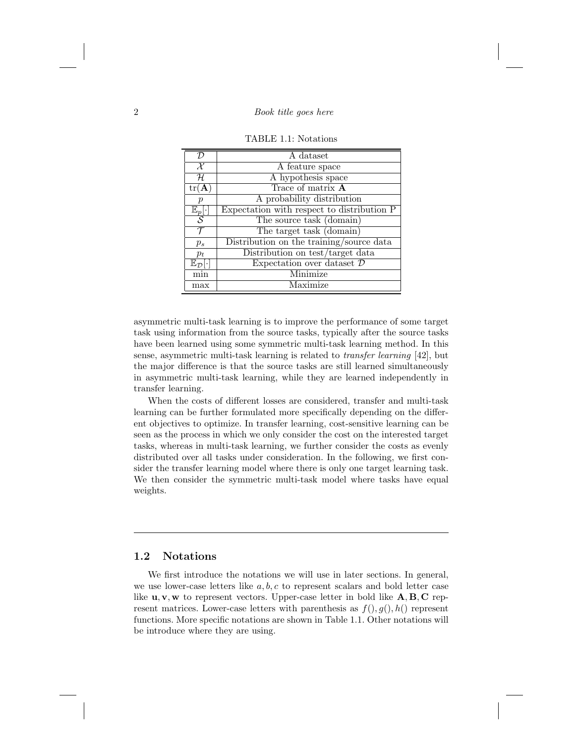TABLE 1.1: Notations

| | |
|---|---|
| $\mathcal{D}$ | A dataset |
| $\mathcal{X}$ | A feature space |
| $\mathcal{H}$ | A hypothesis space |
| $\text{tr}(\mathbf{A})$ | Trace of matrix $\mathbf{A}$ |
| $p$ | A probability distribution |
| $\mathbb{E}_p[\cdot]$ | Expectation with respect to distribution P |
| $\mathcal{S}$ | The source task (domain) |
| $\mathcal{T}$ | The target task (domain) |
| $p_s$ | Distribution on the training/source data |
| $p_t$ | Distribution on test/target data |
| $\mathbb{E}_{\mathcal{D}}[\cdot]$ | Expectation over dataset $\mathcal{D}$ |
| min | Minimize |
| max | Maximize |

asymmetric multi-task learning is to improve the performance of some target task using information from the source tasks, typically after the source tasks have been learned using some symmetric multi-task learning method. In this sense, asymmetric multi-task learning is related to *transfer learning* [42], but the major difference is that the source tasks are still learned simultaneously in asymmetric multi-task learning, while they are learned independently in transfer learning.

When the costs of different losses are considered, transfer and multi-task learning can be further formulated more specifically depending on the different objectives to optimize. In transfer learning, cost-sensitive learning can be seen as the process in which we only consider the cost on the interested target tasks, whereas in multi-task learning, we further consider the costs as evenly distributed over all tasks under consideration. In the following, we first consider the transfer learning model where there is only one target learning task. We then consider the symmetric multi-task model where tasks have equal weights.

## 1.2 Notations

We first introduce the notations we will use in later sections. In general, we use lower-case letters like $a, b, c$ to represent scalars and bold letter case like $\mathbf{u}, \mathbf{v}, \mathbf{w}$ to represent vectors. Upper-case letter in bold like $\mathbf{A}, \mathbf{B}, \mathbf{C}$ represent matrices. Lower-case letters with parenthesis as $f(), g(), h()$ represent functions. More specific notations are shown in Table 1.1. Other notations will be introduce where they are using.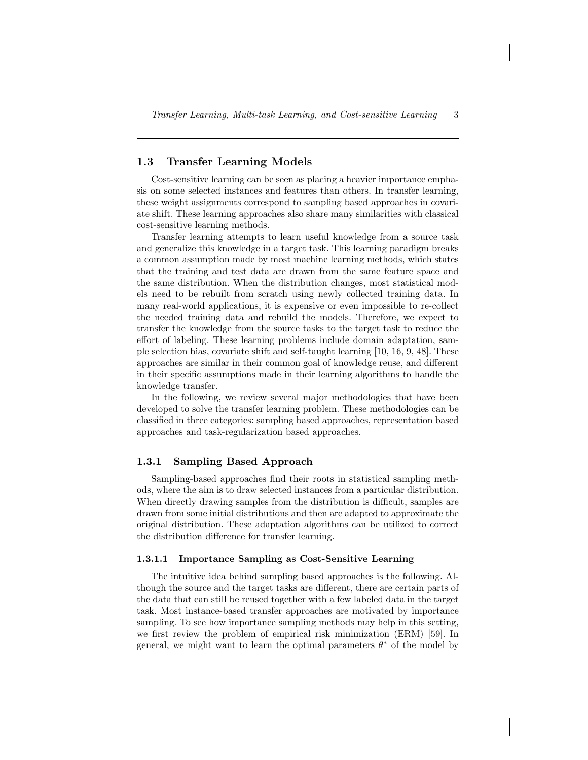## 1.3 Transfer Learning Models

Cost-sensitive learning can be seen as placing a heavier importance emphasis on some selected instances and features than others. In transfer learning, these weight assignments correspond to sampling based approaches in covariate shift. These learning approaches also share many similarities with classical cost-sensitive learning methods.

Transfer learning attempts to learn useful knowledge from a source task and generalize this knowledge in a target task. This learning paradigm breaks a common assumption made by most machine learning methods, which states that the training and test data are drawn from the same feature space and the same distribution. When the distribution changes, most statistical models need to be rebuilt from scratch using newly collected training data. In many real-world applications, it is expensive or even impossible to re-collect the needed training data and rebuild the models. Therefore, we expect to transfer the knowledge from the source tasks to the target task to reduce the effort of labeling. These learning problems include domain adaptation, sample selection bias, covariate shift and self-taught learning [10, 16, 9, 48]. These approaches are similar in their common goal of knowledge reuse, and different in their specific assumptions made in their learning algorithms to handle the knowledge transfer.

In the following, we review several major methodologies that have been developed to solve the transfer learning problem. These methodologies can be classified in three categories: sampling based approaches, representation based approaches and task-regularization based approaches.

### 1.3.1 Sampling Based Approach

Sampling-based approaches find their roots in statistical sampling methods, where the aim is to draw selected instances from a particular distribution. When directly drawing samples from the distribution is difficult, samples are drawn from some initial distributions and then are adapted to approximate the original distribution. These adaptation algorithms can be utilized to correct the distribution difference for transfer learning.

#### 1.3.1.1 Importance Sampling as Cost-Sensitive Learning

The intuitive idea behind sampling based approaches is the following. Although the source and the target tasks are different, there are certain parts of the data that can still be reused together with a few labeled data in the target task. Most instance-based transfer approaches are motivated by importance sampling. To see how importance sampling methods may help in this setting, we first review the problem of empirical risk minimization (ERM) [59]. In general, we might want to learn the optimal parameters $\theta^*$ of the model by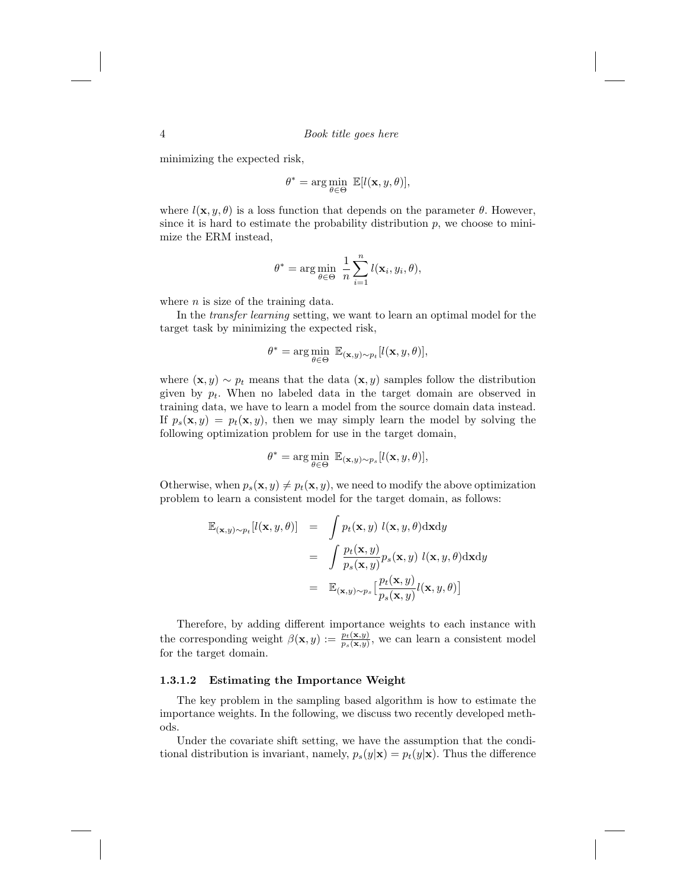minimizing the expected risk,

$$\theta^* = \arg\min_{\theta \in \Theta} \; \mathbb{E}[l(\mathbf{x}, y, \theta)],$$

where $l(\mathbf{x}, y, \theta)$ is a loss function that depends on the parameter $\theta$. However, since it is hard to estimate the probability distribution $p$, we choose to minimize the ERM instead,

$$\theta^* = \arg\min_{\theta \in \Theta} \; \frac{1}{n} \sum_{i=1}^{n} l(\mathbf{x}_i, y_i, \theta),$$

where $n$ is size of the training data.

In the *transfer learning* setting, we want to learn an optimal model for the target task by minimizing the expected risk,

$$\theta^* = \arg\min_{\theta \in \Theta} \; \mathbb{E}_{(\mathbf{x},y)\sim p_t}[l(\mathbf{x}, y, \theta)],$$

where $(\mathbf{x}, y) \sim p_t$ means that the data $(\mathbf{x}, y)$ samples follow the distribution given by $p_t$. When no labeled data in the target domain are observed in training data, we have to learn a model from the source domain data instead. If $p_s(\mathbf{x}, y) = p_t(\mathbf{x}, y)$, then we may simply learn the model by solving the following optimization problem for use in the target domain,

$$\theta^* = \arg\min_{\theta \in \Theta} \; \mathbb{E}_{(\mathbf{x},y)\sim p_s}[l(\mathbf{x}, y, \theta)],$$

Otherwise, when $p_s(\mathbf{x}, y) \neq p_t(\mathbf{x}, y)$, we need to modify the above optimization problem to learn a consistent model for the target domain, as follows:

$$\begin{aligned}
\mathbb{E}_{(\mathbf{x},y)\sim p_t}[l(\mathbf{x}, y, \theta)] &= \int p_t(\mathbf{x}, y) \; l(\mathbf{x}, y, \theta) \mathrm{d}\mathbf{x}\mathrm{d}y \\
&= \int \frac{p_t(\mathbf{x}, y)}{p_s(\mathbf{x}, y)} p_s(\mathbf{x}, y) \; l(\mathbf{x}, y, \theta) \mathrm{d}\mathbf{x}\mathrm{d}y \\
&= \mathbb{E}_{(\mathbf{x},y)\sim p_s}\Big[\frac{p_t(\mathbf{x}, y)}{p_s(\mathbf{x}, y)} l(\mathbf{x}, y, \theta)\Big]
\end{aligned}$$

Therefore, by adding different importance weights to each instance with the corresponding weight $\beta(\mathbf{x}, y) := \frac{p_t(\mathbf{x},y)}{p_s(\mathbf{x},y)}$, we can learn a consistent model for the target domain.

#### 1.3.1.2 Estimating the Importance Weight

The key problem in the sampling based algorithm is how to estimate the importance weights. In the following, we discuss two recently developed methods.

Under the covariate shift setting, we have the assumption that the conditional distribution is invariant, namely, $p_s(y|\mathbf{x}) = p_t(y|\mathbf{x})$. Thus the difference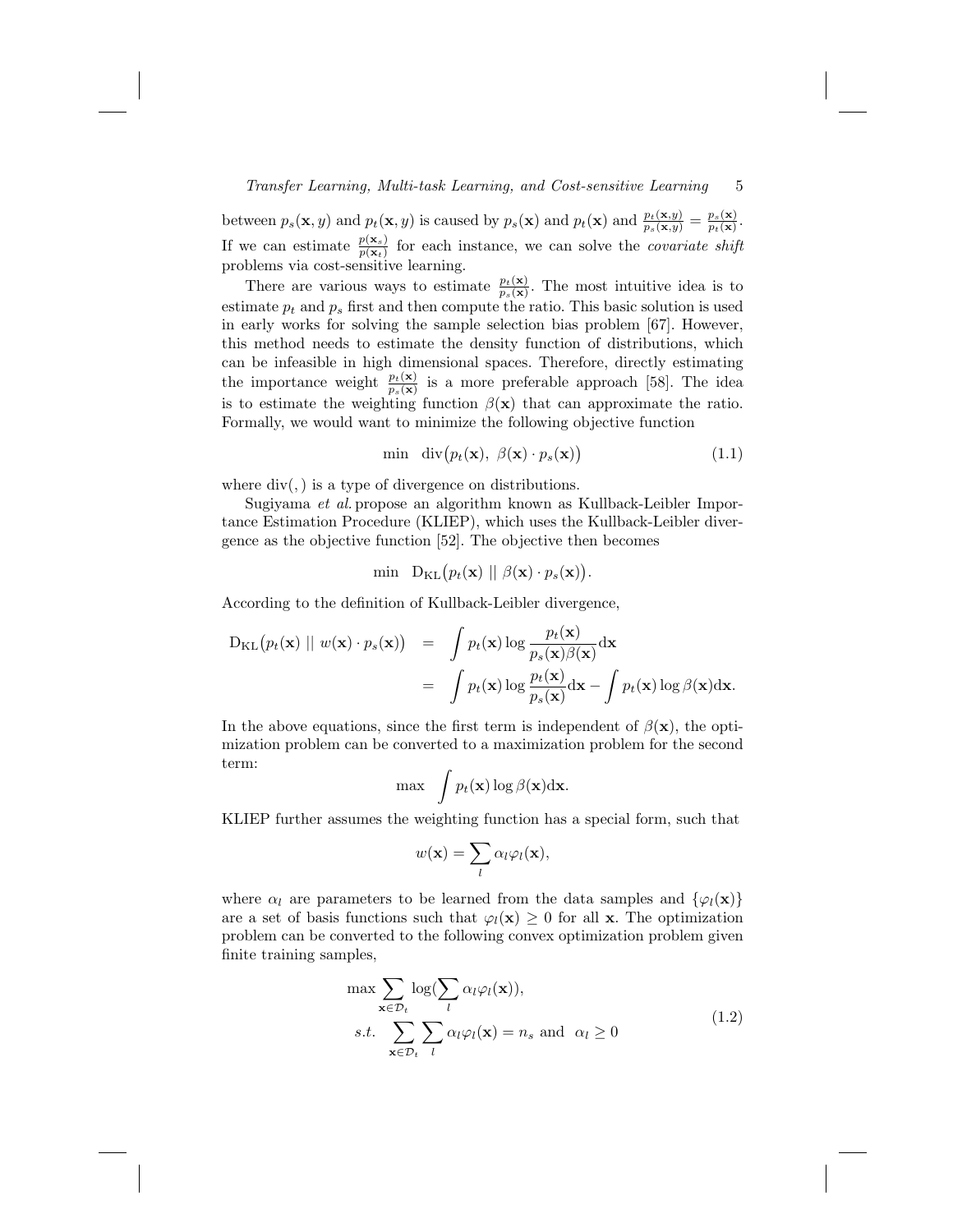between $p_s(\mathbf{x}, y)$ and $p_t(\mathbf{x}, y)$ is caused by $p_s(\mathbf{x})$ and $p_t(\mathbf{x})$ and $\frac{p_t(\mathbf{x},y)}{p_s(\mathbf{x},y)} = \frac{p_s(\mathbf{x})}{p_t(\mathbf{x})}$. If we can estimate $\frac{p(\mathbf{x}_s)}{p(\mathbf{x}_t)}$ for each instance, we can solve the *covariate shift* problems via cost-sensitive learning.

There are various ways to estimate $\frac{p_t(\mathbf{x})}{p_s(\mathbf{x})}$. The most intuitive idea is to estimate $p_t$ and $p_s$ first and then compute the ratio. This basic solution is used in early works for solving the sample selection bias problem [67]. However, this method needs to estimate the density function of distributions, which can be infeasible in high dimensional spaces. Therefore, directly estimating the importance weight $\frac{p_t(\mathbf{x})}{p_s(\mathbf{x})}$ is a more preferable approach [58]. The idea is to estimate the weighting function $\beta(\mathbf{x})$ that can approximate the ratio. Formally, we would want to minimize the following objective function

$$\min \quad \text{div}\big(p_t(\mathbf{x}),\ \beta(\mathbf{x}) \cdot p_s(\mathbf{x})\big) \tag{1.1}$$

where $\text{div}(,)$ is a type of divergence on distributions.

Sugiyama *et al.* propose an algorithm known as Kullback-Leibler Importance Estimation Procedure (KLIEP), which uses the Kullback-Leibler divergence as the objective function [52]. The objective then becomes

$$\min \quad \text{D}_{\text{KL}}\big(p_t(\mathbf{x}) \ || \ \beta(\mathbf{x}) \cdot p_s(\mathbf{x})\big).$$

According to the definition of Kullback-Leibler divergence,

$$\begin{aligned}
\text{D}_{\text{KL}}\big(p_t(\mathbf{x}) \ || \ w(\mathbf{x}) \cdot p_s(\mathbf{x})\big) &= \int p_t(\mathbf{x}) \log \frac{p_t(\mathbf{x})}{p_s(\mathbf{x})\beta(\mathbf{x})} \text{d}\mathbf{x} \\
&= \int p_t(\mathbf{x}) \log \frac{p_t(\mathbf{x})}{p_s(\mathbf{x})} \text{d}\mathbf{x} - \int p_t(\mathbf{x}) \log \beta(\mathbf{x}) \text{d}\mathbf{x}.
\end{aligned}$$

In the above equations, since the first term is independent of $\beta(\mathbf{x})$, the optimization problem can be converted to a maximization problem for the second term:

$$\max \quad \int p_t(\mathbf{x}) \log \beta(\mathbf{x}) \text{d}\mathbf{x}.$$

KLIEP further assumes the weighting function has a special form, such that

$$w(\mathbf{x}) = \sum_l \alpha_l \varphi_l(\mathbf{x}),$$

where $\alpha_l$ are parameters to be learned from the data samples and $\{\varphi_l(\mathbf{x})\}$ are a set of basis functions such that $\varphi_l(\mathbf{x}) \geq 0$ for all $\mathbf{x}$. The optimization problem can be converted to the following convex optimization problem given finite training samples,

$$\begin{aligned}
&\max \sum_{\mathbf{x} \in \mathcal{D}_t} \log\big(\sum_l \alpha_l \varphi_l(\mathbf{x})\big), \\
&s.t. \quad \sum_{\mathbf{x} \in \mathcal{D}_t} \sum_l \alpha_l \varphi_l(\mathbf{x}) = n_s \text{ and } \ \alpha_l \geq 0
\end{aligned} \tag{1.2}$$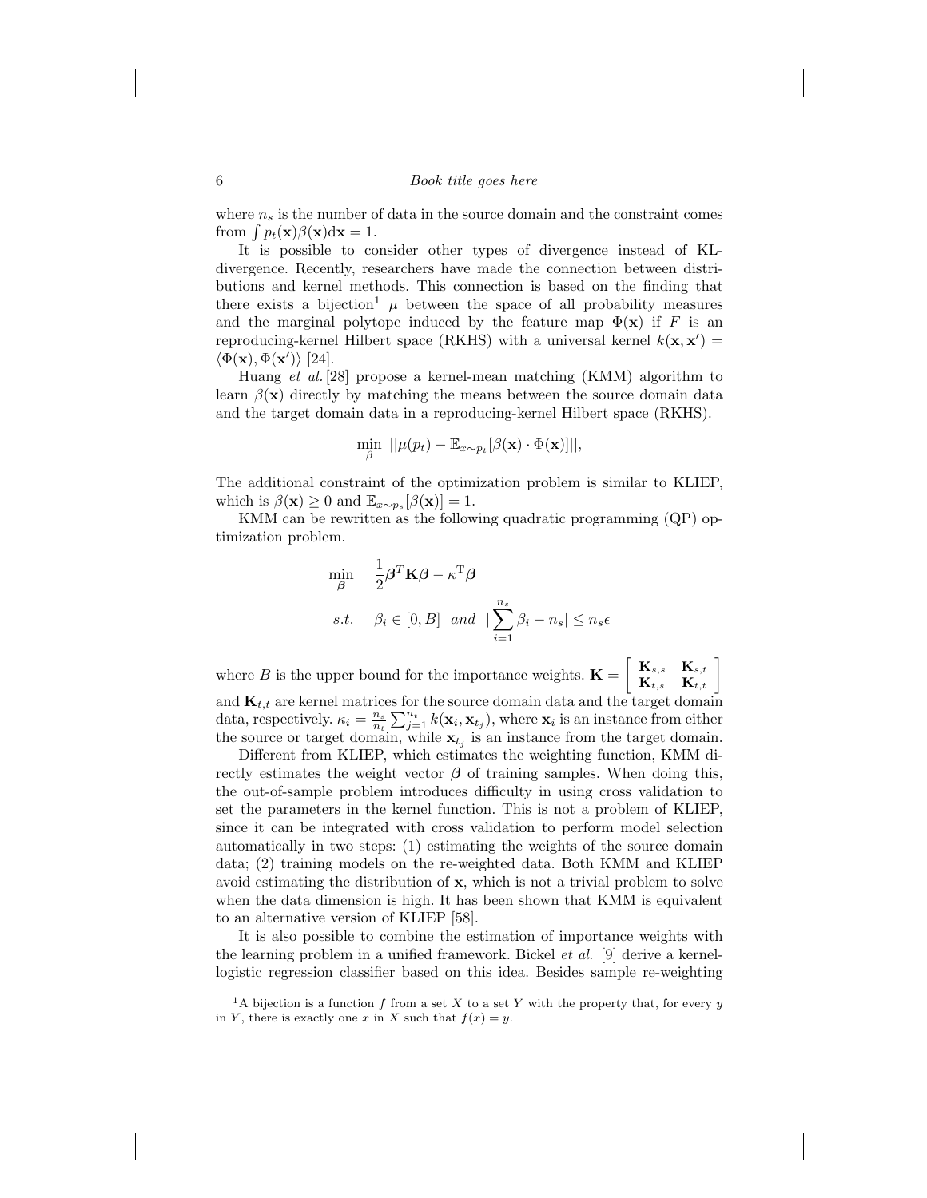where $n_s$ is the number of data in the source domain and the constraint comes from $\int p_t(\mathbf{x})\beta(\mathbf{x})\mathrm{d}\mathbf{x} = 1$.

It is possible to consider other types of divergence instead of KL-divergence. Recently, researchers have made the connection between distributions and kernel methods. This connection is based on the finding that there exists a bijection[1] $\mu$ between the space of all probability measures and the marginal polytope induced by the feature map $\Phi(\mathbf{x})$ if $F$ is an reproducing-kernel Hilbert space (RKHS) with a universal kernel $k(\mathbf{x}, \mathbf{x}') = \langle \Phi(\mathbf{x}), \Phi(\mathbf{x}') \rangle$ [24].

Huang *et al.* [28] propose a kernel-mean matching (KMM) algorithm to learn $\beta(\mathbf{x})$ directly by matching the means between the source domain data and the target domain data in a reproducing-kernel Hilbert space (RKHS).

$$\min_{\beta} \; ||\mu(p_t) - \mathbb{E}_{x \sim p_t}[\beta(\mathbf{x}) \cdot \Phi(\mathbf{x})]||,$$

The additional constraint of the optimization problem is similar to KLIEP, which is $\beta(\mathbf{x}) \geq 0$ and $\mathbb{E}_{x \sim p_s}[\beta(\mathbf{x})] = 1$.

KMM can be rewritten as the following quadratic programming (QP) optimization problem.

$$\begin{aligned} \min_{\boldsymbol{\beta}} \quad & \frac{1}{2}\boldsymbol{\beta}^{\mathrm{T}}\mathbf{K}\boldsymbol{\beta} - \kappa^{\mathrm{T}}\boldsymbol{\beta} \\ s.t. \quad & \beta_i \in [0, B] \;\; and \;\; |\sum_{i=1}^{n_s} \beta_i - n_s| \leq n_s \epsilon \end{aligned}$$

where $B$ is the upper bound for the importance weights. $\mathbf{K} = \begin{bmatrix} \mathbf{K}_{s,s} & \mathbf{K}_{s,t} \\ \mathbf{K}_{t,s} & \mathbf{K}_{t,t} \end{bmatrix}$ and $\mathbf{K}_{t,t}$ are kernel matrices for the source domain data and the target domain data, respectively. $\kappa_i = \frac{n_s}{n_t}\sum_{j=1}^{n_t} k(\mathbf{x}_i, \mathbf{x}_{t_j})$, where $\mathbf{x}_i$ is an instance from either the source or target domain, while $\mathbf{x}_{t_j}$ is an instance from the target domain.

Different from KLIEP, which estimates the weighting function, KMM directly estimates the weight vector $\boldsymbol{\beta}$ of training samples. When doing this, the out-of-sample problem introduces difficulty in using cross validation to set the parameters in the kernel function. This is not a problem of KLIEP, since it can be integrated with cross validation to perform model selection automatically in two steps: (1) estimating the weights of the source domain data; (2) training models on the re-weighted data. Both KMM and KLIEP avoid estimating the distribution of $\mathbf{x}$, which is not a trivial problem to solve when the data dimension is high. It has been shown that KMM is equivalent to an alternative version of KLIEP [58].

It is also possible to combine the estimation of importance weights with the learning problem in a unified framework. Bickel *et al.* [9] derive a kernel-logistic regression classifier based on this idea. Besides sample re-weighting

[1] A bijection is a function $f$ from a set $X$ to a set $Y$ with the property that, for every $y$ in $Y$, there is exactly one $x$ in $X$ such that $f(x) = y$.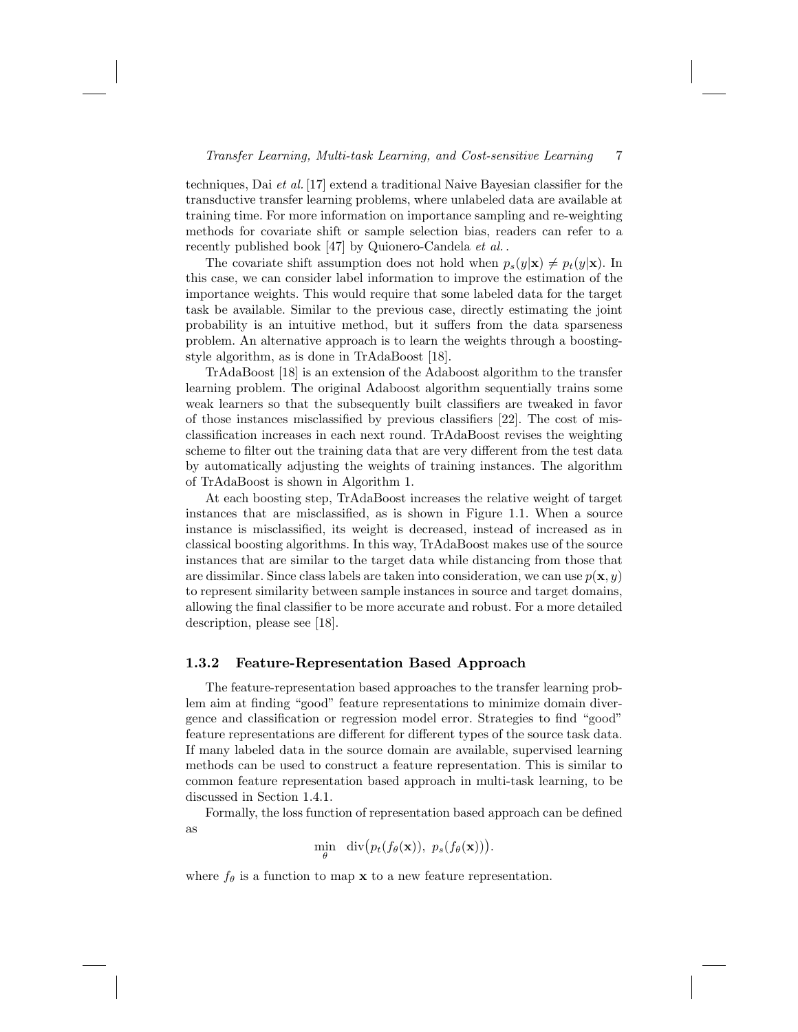techniques, Dai *et al.* [17] extend a traditional Naive Bayesian classifier for the transductive transfer learning problems, where unlabeled data are available at training time. For more information on importance sampling and re-weighting methods for covariate shift or sample selection bias, readers can refer to a recently published book [47] by Quionero-Candela *et al.*.

The covariate shift assumption does not hold when $p_s(y|\mathbf{x}) \neq p_t(y|\mathbf{x})$. In this case, we can consider label information to improve the estimation of the importance weights. This would require that some labeled data for the target task be available. Similar to the previous case, directly estimating the joint probability is an intuitive method, but it suffers from the data sparseness problem. An alternative approach is to learn the weights through a boosting-style algorithm, as is done in TrAdaBoost [18].

TrAdaBoost [18] is an extension of the Adaboost algorithm to the transfer learning problem. The original Adaboost algorithm sequentially trains some weak learners so that the subsequently built classifiers are tweaked in favor of those instances misclassified by previous classifiers [22]. The cost of misclassification increases in each next round. TrAdaBoost revises the weighting scheme to filter out the training data that are very different from the test data by automatically adjusting the weights of training instances. The algorithm of TrAdaBoost is shown in Algorithm 1.

At each boosting step, TrAdaBoost increases the relative weight of target instances that are misclassified, as is shown in Figure 1.1. When a source instance is misclassified, its weight is decreased, instead of increased as in classical boosting algorithms. In this way, TrAdaBoost makes use of the source instances that are similar to the target data while distancing from those that are dissimilar. Since class labels are taken into consideration, we can use $p(\mathbf{x}, y)$ to represent similarity between sample instances in source and target domains, allowing the final classifier to be more accurate and robust. For a more detailed description, please see [18].

### 1.3.2 Feature-Representation Based Approach

The feature-representation based approaches to the transfer learning problem aim at finding "good" feature representations to minimize domain divergence and classification or regression model error. Strategies to find "good" feature representations are different for different types of the source task data. If many labeled data in the source domain are available, supervised learning methods can be used to construct a feature representation. This is similar to common feature representation based approach in multi-task learning, to be discussed in Section 1.4.1.

Formally, the loss function of representation based approach can be defined as

$$\min_{\theta} \quad \mathrm{div}\big(p_t(f_\theta(\mathbf{x})),\ p_s(f_\theta(\mathbf{x}))\big).$$

where $f_\theta$ is a function to map $\mathbf{x}$ to a new feature representation.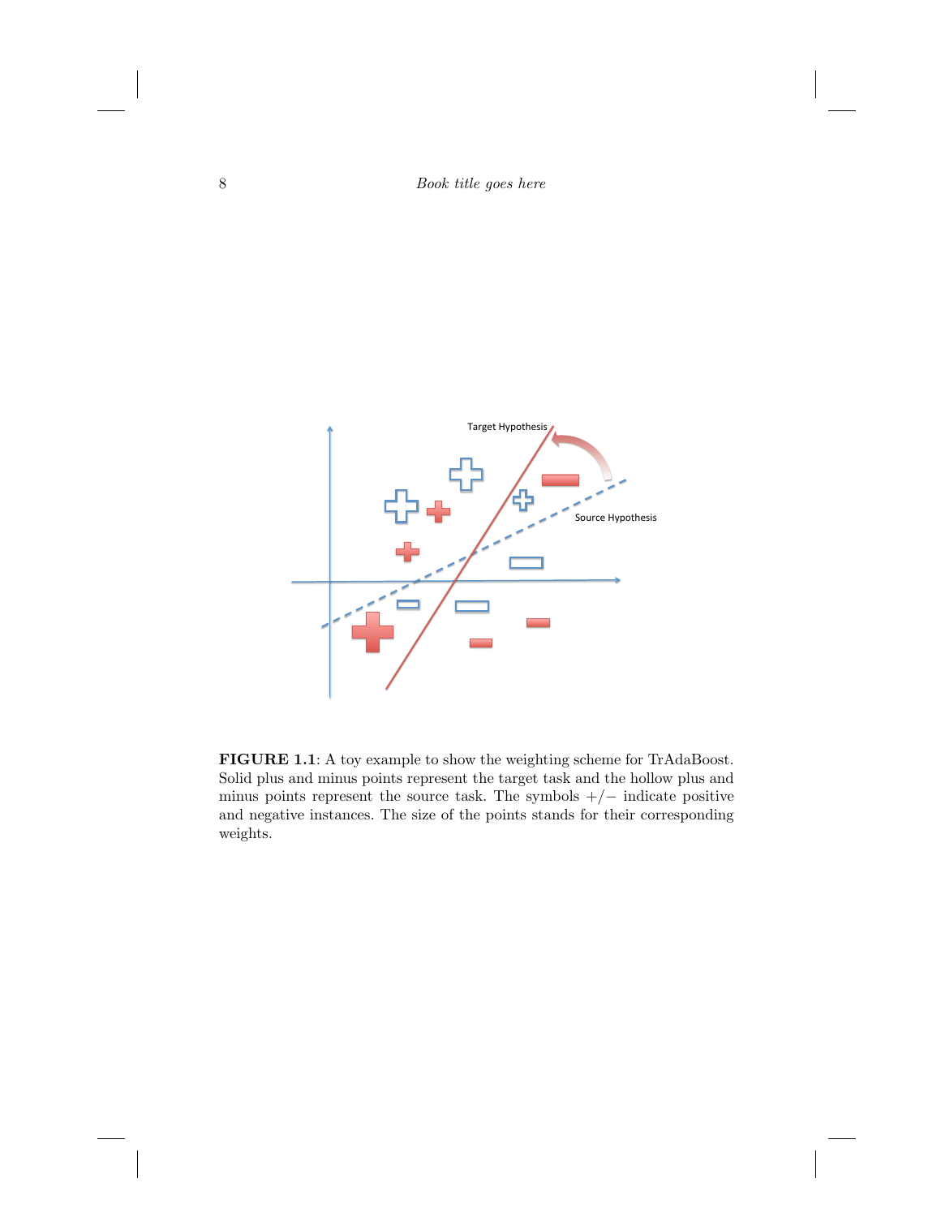**FIGURE 1.1**: A toy example to show the weighting scheme for TrAdaBoost. Solid plus and minus points represent the target task and the hollow plus and minus points represent the source task. The symbols $+/-$ indicate positive and negative instances. The size of the points stands for their corresponding weights.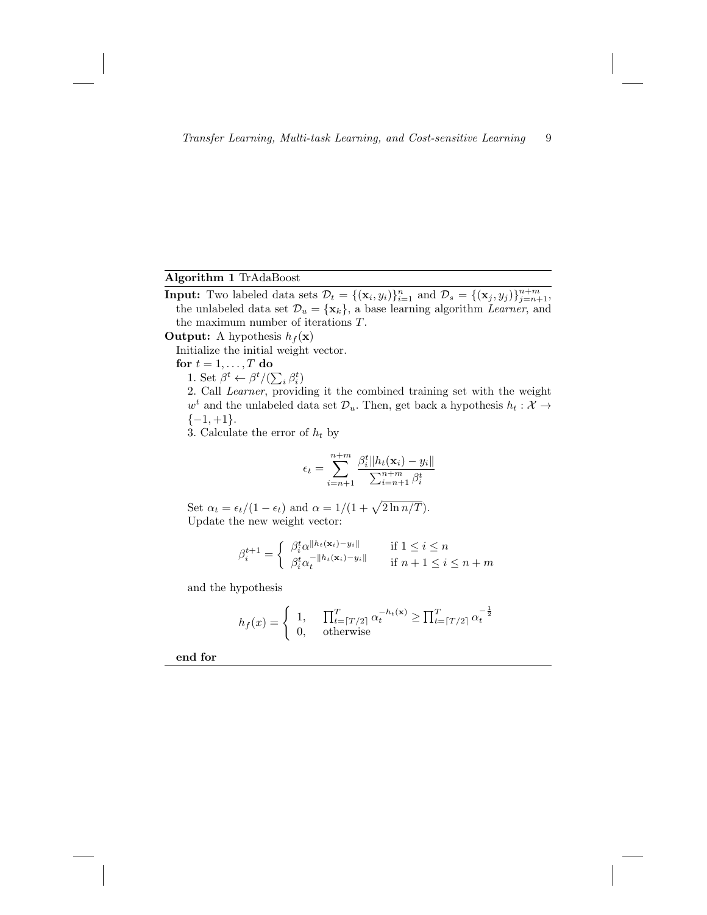**Algorithm 1** TrAdaBoost

**Input:** Two labeled data sets $\mathcal{D}_t = \{(\mathbf{x}_i, y_i)\}_{i=1}^{n}$ and $\mathcal{D}_s = \{(\mathbf{x}_j, y_j)\}_{j=n+1}^{n+m}$, the unlabeled data set $\mathcal{D}_u = \{\mathbf{x}_k\}$, a base learning algorithm *Learner*, and the maximum number of iterations $T$.

**Output:** A hypothesis $h_f(\mathbf{x})$

Initialize the initial weight vector.

**for** $t = 1, \ldots, T$ **do**

1. Set $\beta^t \leftarrow \beta^t / (\sum_i \beta_i^t)$

2. Call *Learner*, providing it the combined training set with the weight $w^t$ and the unlabeled data set $\mathcal{D}_u$. Then, get back a hypothesis $h_t : \mathcal{X} \rightarrow \{-1, +1\}$.

3. Calculate the error of $h_t$ by

$$\epsilon_t = \sum_{i=n+1}^{n+m} \frac{\beta_i^t \| h_t(\mathbf{x}_i) - y_i \|}{\sum_{i=n+1}^{n+m} \beta_i^t}$$

Set $\alpha_t = \epsilon_t / (1 - \epsilon_t)$ and $\alpha = 1/(1 + \sqrt{2 \ln n / T})$.

Update the new weight vector:

$$\beta_i^{t+1} = \begin{cases} \beta_i^t \alpha^{\| h_t(\mathbf{x}_i) - y_i \|} & \text{if } 1 \leq i \leq n \\ \beta_i^t \alpha_t^{-\| h_t(\mathbf{x}_i) - y_i \|} & \text{if } n+1 \leq i \leq n+m \end{cases}$$

and the hypothesis

$$h_f(x) = \begin{cases} 1, & \prod_{t=\lceil T/2 \rceil}^{T} \alpha_t^{-h_t(\mathbf{x})} \geq \prod_{t=\lceil T/2 \rceil}^{T} \alpha_t^{-\frac{1}{2}} \\ 0, & \text{otherwise} \end{cases}$$

**end for**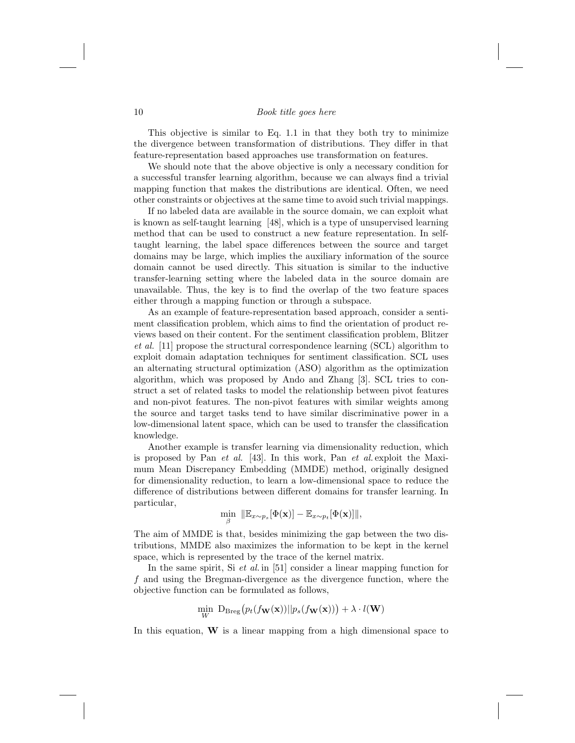This objective is similar to Eq. 1.1 in that they both try to minimize the divergence between transformation of distributions. They differ in that feature-representation based approaches use transformation on features.

We should note that the above objective is only a necessary condition for a successful transfer learning algorithm, because we can always find a trivial mapping function that makes the distributions are identical. Often, we need other constraints or objectives at the same time to avoid such trivial mappings.

If no labeled data are available in the source domain, we can exploit what is known as self-taught learning [48], which is a type of unsupervised learning method that can be used to construct a new feature representation. In self-taught learning, the label space differences between the source and target domains may be large, which implies the auxiliary information of the source domain cannot be used directly. This situation is similar to the inductive transfer-learning setting where the labeled data in the source domain are unavailable. Thus, the key is to find the overlap of the two feature spaces either through a mapping function or through a subspace.

As an example of feature-representation based approach, consider a sentiment classification problem, which aims to find the orientation of product reviews based on their content. For the sentiment classification problem, Blitzer *et al.* [11] propose the structural correspondence learning (SCL) algorithm to exploit domain adaptation techniques for sentiment classification. SCL uses an alternating structural optimization (ASO) algorithm as the optimization algorithm, which was proposed by Ando and Zhang [3]. SCL tries to construct a set of related tasks to model the relationship between pivot features and non-pivot features. The non-pivot features with similar weights among the source and target tasks tend to have similar discriminative power in a low-dimensional latent space, which can be used to transfer the classification knowledge.

Another example is transfer learning via dimensionality reduction, which is proposed by Pan *et al.* [43]. In this work, Pan *et al.* exploit the Maximum Mean Discrepancy Embedding (MMDE) method, originally designed for dimensionality reduction, to learn a low-dimensional space to reduce the difference of distributions between different domains for transfer learning. In particular,

$$\min_{\beta} \ \|\mathbb{E}_{x\sim p_s}[\Phi(\mathbf{x})] - \mathbb{E}_{x\sim p_t}[\Phi(\mathbf{x})]\|,$$

The aim of MMDE is that, besides minimizing the gap between the two distributions, MMDE also maximizes the information to be kept in the kernel space, which is represented by the trace of the kernel matrix.

In the same spirit, Si *et al.* in [51] consider a linear mapping function for $f$ and using the Bregman-divergence as the divergence function, where the objective function can be formulated as follows,

$$\min_{W} \ \mathrm{D}_{\mathrm{Breg}}\big(p_t(f_{\mathbf{W}}(\mathbf{x}))||p_s(f_{\mathbf{W}}(\mathbf{x}))\big) + \lambda \cdot l(\mathbf{W})$$

In this equation, $\mathbf{W}$ is a linear mapping from a high dimensional space to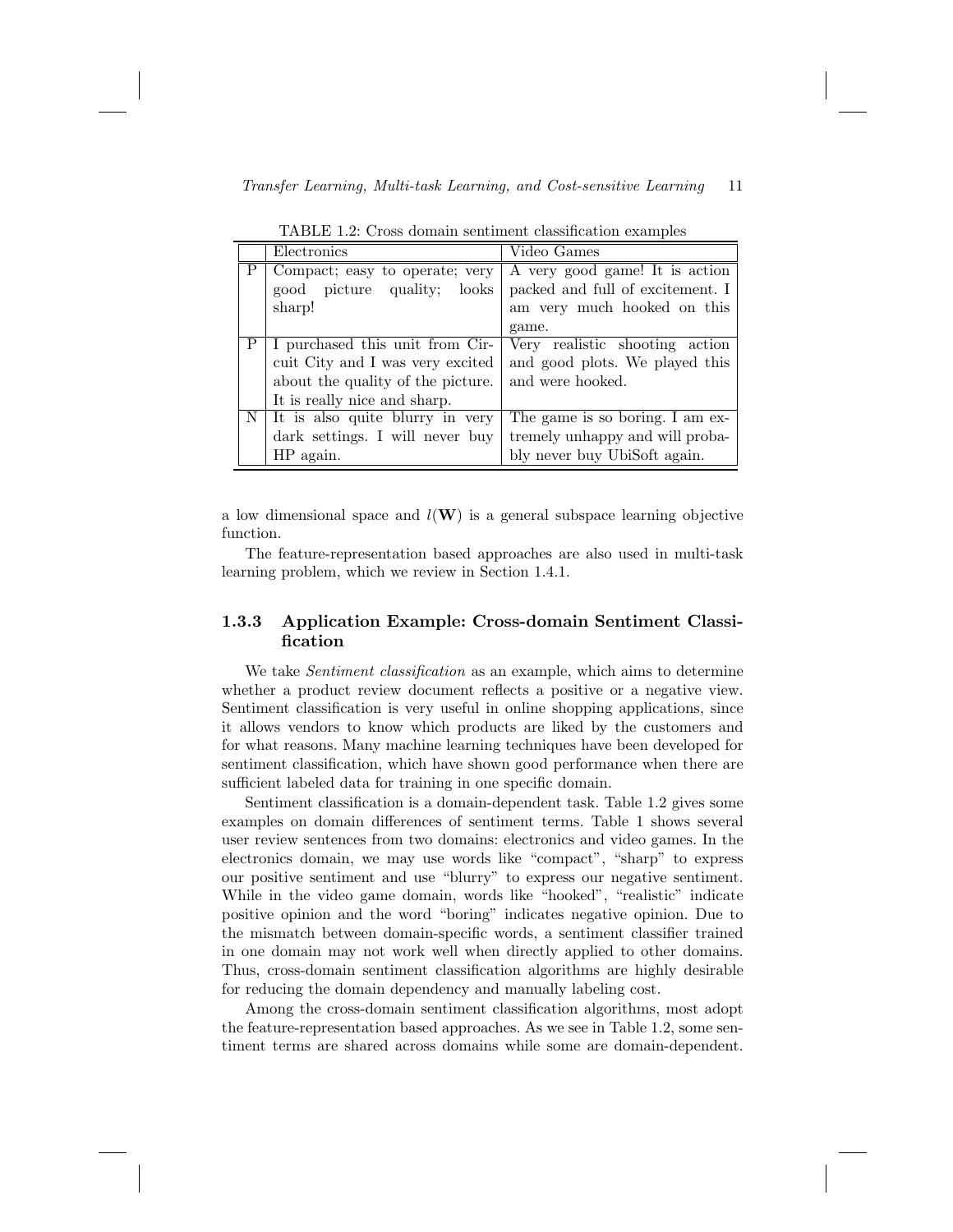TABLE 1.2: Cross domain sentiment classification examples

| | Electronics | Video Games |
|---|---|---|
| P | Compact; easy to operate; very good picture quality; looks sharp! | A very good game! It is action packed and full of excitement. I am very much hooked on this game. |
| P | I purchased this unit from Circuit City and I was very excited about the quality of the picture. It is really nice and sharp. | Very realistic shooting action and good plots. We played this and were hooked. |
| N | It is also quite blurry in very dark settings. I will never buy HP again. | The game is so boring. I am extremely unhappy and will probably never buy UbiSoft again. |

a low dimensional space and $l(\mathbf{W})$ is a general subspace learning objective function.

The feature-representation based approaches are also used in multi-task learning problem, which we review in Section 1.4.1.

### 1.3.3 Application Example: Cross-domain Sentiment Classification

We take *Sentiment classification* as an example, which aims to determine whether a product review document reflects a positive or a negative view. Sentiment classification is very useful in online shopping applications, since it allows vendors to know which products are liked by the customers and for what reasons. Many machine learning techniques have been developed for sentiment classification, which have shown good performance when there are sufficient labeled data for training in one specific domain.

Sentiment classification is a domain-dependent task. Table 1.2 gives some examples on domain differences of sentiment terms. Table 1 shows several user review sentences from two domains: electronics and video games. In the electronics domain, we may use words like "compact", "sharp" to express our positive sentiment and use "blurry" to express our negative sentiment. While in the video game domain, words like "hooked", "realistic" indicate positive opinion and the word "boring" indicates negative opinion. Due to the mismatch between domain-specific words, a sentiment classifier trained in one domain may not work well when directly applied to other domains. Thus, cross-domain sentiment classification algorithms are highly desirable for reducing the domain dependency and manually labeling cost.

Among the cross-domain sentiment classification algorithms, most adopt the feature-representation based approaches. As we see in Table 1.2, some sentiment terms are shared across domains while some are domain-dependent.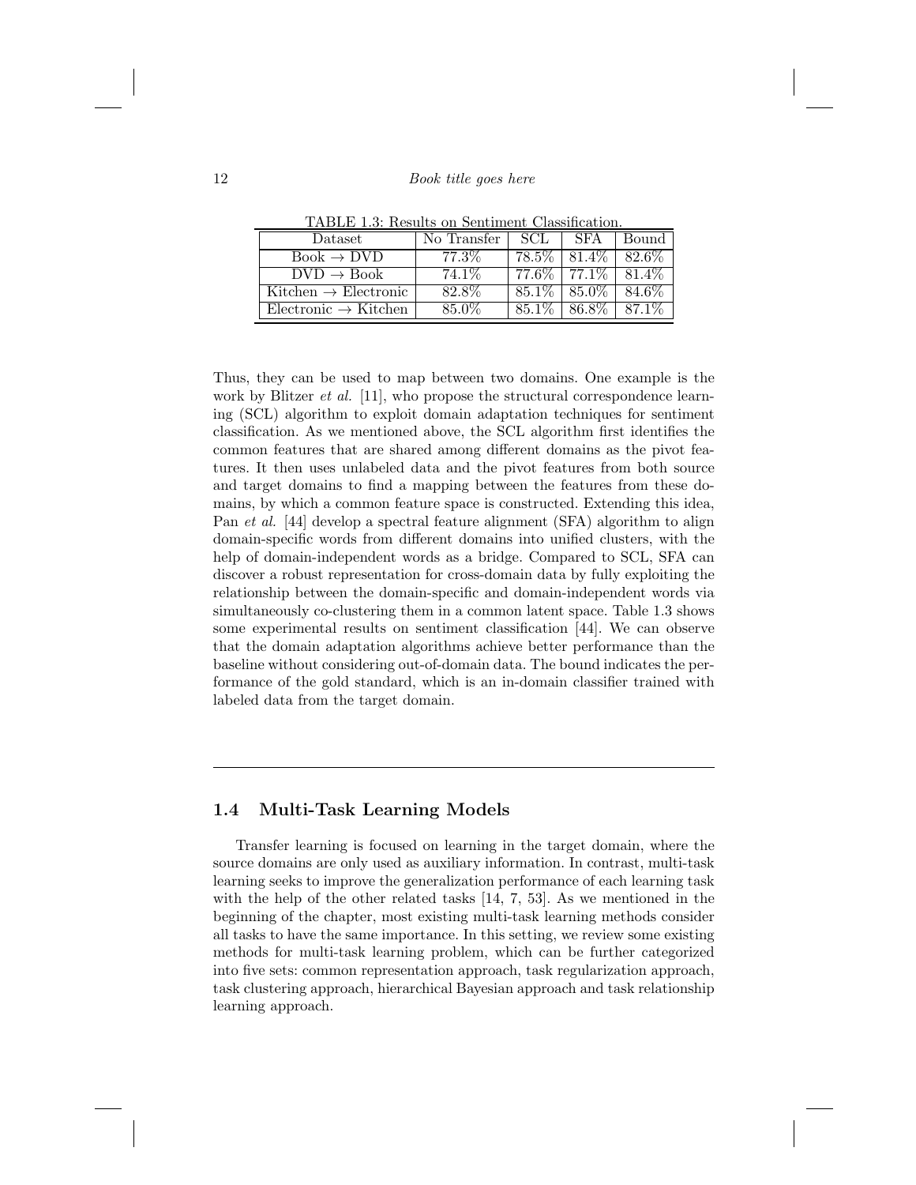TABLE 1.3: Results on Sentiment Classification.

| Dataset | No Transfer | SCL | SFA | Bound |
|---|---|---|---|---|
| Book → DVD | 77.3% | 78.5% | 81.4% | 82.6% |
| DVD → Book | 74.1% | 77.6% | 77.1% | 81.4% |
| Kitchen → Electronic | 82.8% | 85.1% | 85.0% | 84.6% |
| Electronic → Kitchen | 85.0% | 85.1% | 86.8% | 87.1% |

Thus, they can be used to map between two domains. One example is the work by Blitzer *et al.* [11], who propose the structural correspondence learning (SCL) algorithm to exploit domain adaptation techniques for sentiment classification. As we mentioned above, the SCL algorithm first identifies the common features that are shared among different domains as the pivot features. It then uses unlabeled data and the pivot features from both source and target domains to find a mapping between the features from these domains, by which a common feature space is constructed. Extending this idea, Pan *et al.* [44] develop a spectral feature alignment (SFA) algorithm to align domain-specific words from different domains into unified clusters, with the help of domain-independent words as a bridge. Compared to SCL, SFA can discover a robust representation for cross-domain data by fully exploiting the relationship between the domain-specific and domain-independent words via simultaneously co-clustering them in a common latent space. Table 1.3 shows some experimental results on sentiment classification [44]. We can observe that the domain adaptation algorithms achieve better performance than the baseline without considering out-of-domain data. The bound indicates the performance of the gold standard, which is an in-domain classifier trained with labeled data from the target domain.

## 1.4 Multi-Task Learning Models

Transfer learning is focused on learning in the target domain, where the source domains are only used as auxiliary information. In contrast, multi-task learning seeks to improve the generalization performance of each learning task with the help of the other related tasks [14, 7, 53]. As we mentioned in the beginning of the chapter, most existing multi-task learning methods consider all tasks to have the same importance. In this setting, we review some existing methods for multi-task learning problem, which can be further categorized into five sets: common representation approach, task regularization approach, task clustering approach, hierarchical Bayesian approach and task relationship learning approach.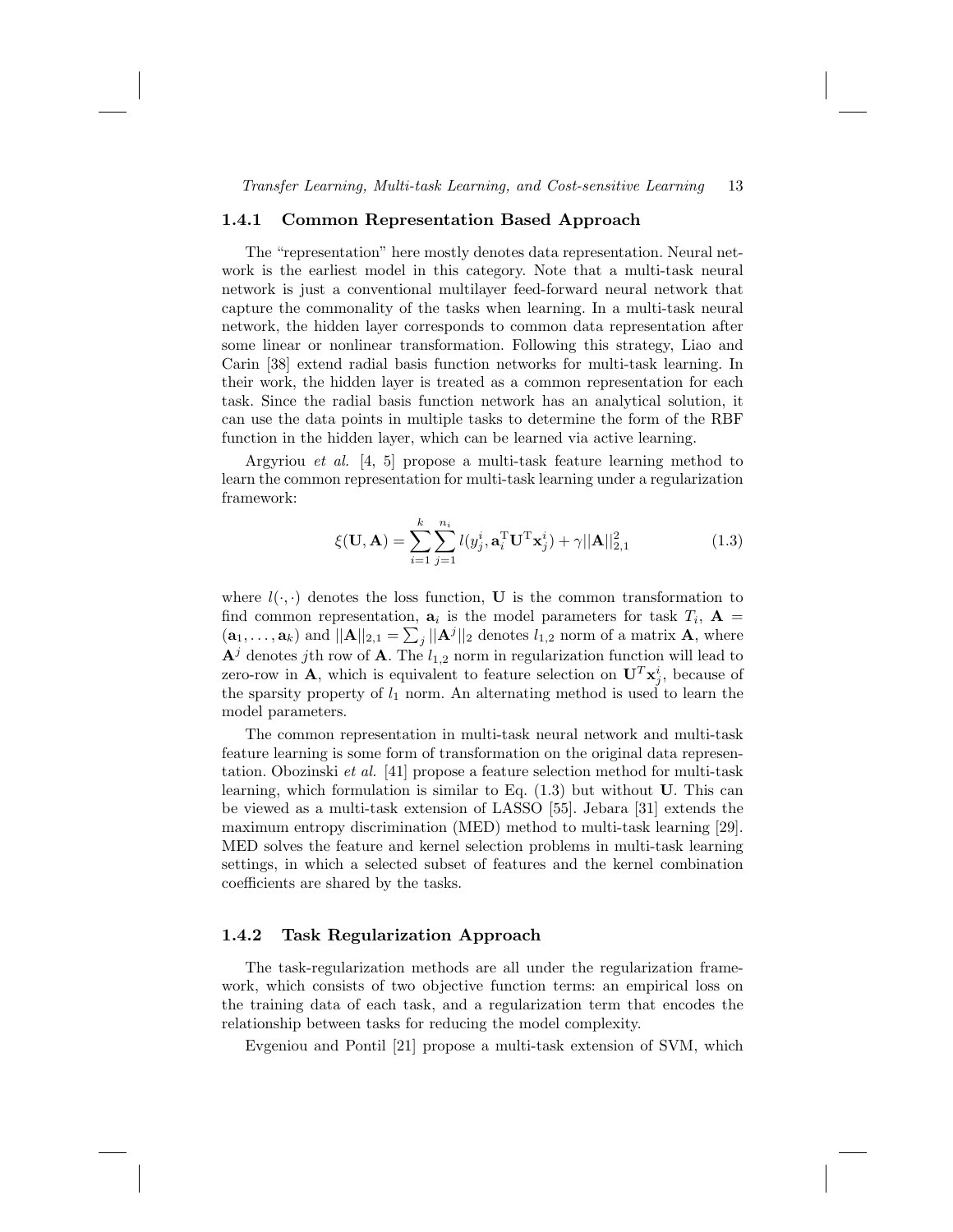### 1.4.1 Common Representation Based Approach

The "representation" here mostly denotes data representation. Neural network is the earliest model in this category. Note that a multi-task neural network is just a conventional multilayer feed-forward neural network that capture the commonality of the tasks when learning. In a multi-task neural network, the hidden layer corresponds to common data representation after some linear or nonlinear transformation. Following this strategy, Liao and Carin [38] extend radial basis function networks for multi-task learning. In their work, the hidden layer is treated as a common representation for each task. Since the radial basis function network has an analytical solution, it can use the data points in multiple tasks to determine the form of the RBF function in the hidden layer, which can be learned via active learning.

Argyriou *et al.* [4, 5] propose a multi-task feature learning method to learn the common representation for multi-task learning under a regularization framework:

$$\xi(\mathbf{U}, \mathbf{A}) = \sum_{i=1}^{k} \sum_{j=1}^{n_i} l(y_j^i, \mathbf{a}_i^{\mathrm{T}} \mathbf{U}^{\mathrm{T}} \mathbf{x}_j^i) + \gamma ||\mathbf{A}||_{2,1}^2 \tag{1.3}$$

where $l(\cdot, \cdot)$ denotes the loss function, $\mathbf{U}$ is the common transformation to find common representation, $\mathbf{a}_i$ is the model parameters for task $T_i$, $\mathbf{A} = (\mathbf{a}_1, \ldots, \mathbf{a}_k)$ and $||\mathbf{A}||_{2,1} = \sum_j ||\mathbf{A}^j||_2$ denotes $l_{1,2}$ norm of a matrix $\mathbf{A}$, where $\mathbf{A}^j$ denotes $j$th row of $\mathbf{A}$. The $l_{1,2}$ norm in regularization function will lead to zero-row in $\mathbf{A}$, which is equivalent to feature selection on $\mathbf{U}^T \mathbf{x}_j^i$, because of the sparsity property of $l_1$ norm. An alternating method is used to learn the model parameters.

The common representation in multi-task neural network and multi-task feature learning is some form of transformation on the original data representation. Obozinski *et al.* [41] propose a feature selection method for multi-task learning, which formulation is similar to Eq. (1.3) but without $\mathbf{U}$. This can be viewed as a multi-task extension of LASSO [55]. Jebara [31] extends the maximum entropy discrimination (MED) method to multi-task learning [29]. MED solves the feature and kernel selection problems in multi-task learning settings, in which a selected subset of features and the kernel combination coefficients are shared by the tasks.

### 1.4.2 Task Regularization Approach

The task-regularization methods are all under the regularization framework, which consists of two objective function terms: an empirical loss on the training data of each task, and a regularization term that encodes the relationship between tasks for reducing the model complexity.

Evgeniou and Pontil [21] propose a multi-task extension of SVM, which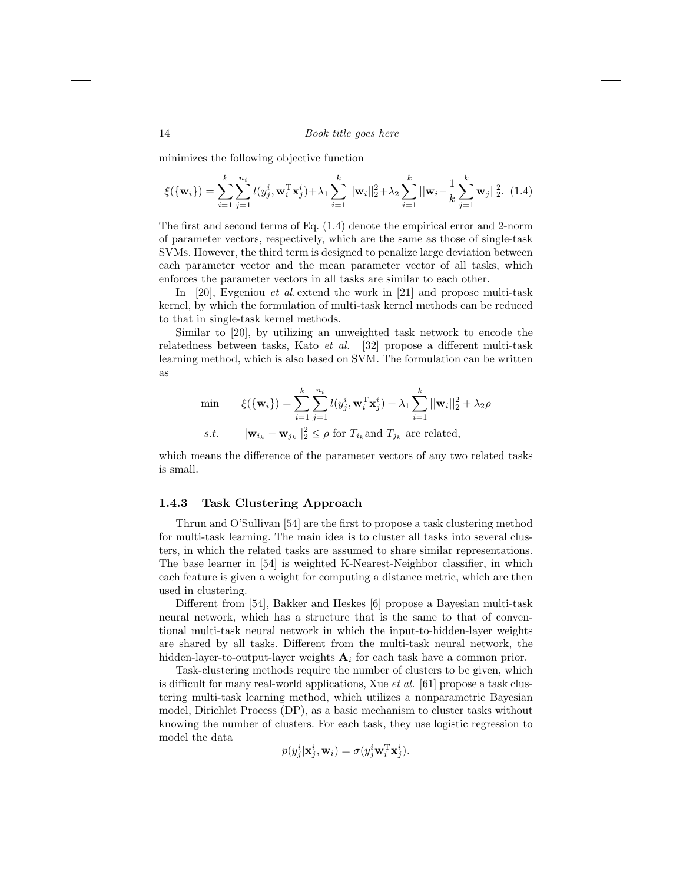minimizes the following objective function

$$\xi(\{\mathbf{w}_i\}) = \sum_{i=1}^{k}\sum_{j=1}^{n_i} l(y_j^i, \mathbf{w}_i^{\mathrm{T}}\mathbf{x}_j^i) + \lambda_1 \sum_{i=1}^{k} ||\mathbf{w}_i||_2^2 + \lambda_2 \sum_{i=1}^{k} ||\mathbf{w}_i - \frac{1}{k}\sum_{j=1}^{k}\mathbf{w}_j||_2^2. \quad (1.4)$$

The first and second terms of Eq. (1.4) denote the empirical error and 2-norm of parameter vectors, respectively, which are the same as those of single-task SVMs. However, the third term is designed to penalize large deviation between each parameter vector and the mean parameter vector of all tasks, which enforces the parameter vectors in all tasks are similar to each other.

In [20], Evgeniou *et al.* extend the work in [21] and propose multi-task kernel, by which the formulation of multi-task kernel methods can be reduced to that in single-task kernel methods.

Similar to [20], by utilizing an unweighted task network to encode the relatedness between tasks, Kato *et al.* [32] propose a different multi-task learning method, which is also based on SVM. The formulation can be written as

$$\begin{aligned}
\min \quad & \xi(\{\mathbf{w}_i\}) = \sum_{i=1}^{k}\sum_{j=1}^{n_i} l(y_j^i, \mathbf{w}_i^{\mathrm{T}}\mathbf{x}_j^i) + \lambda_1 \sum_{i=1}^{k} ||\mathbf{w}_i||_2^2 + \lambda_2 \rho \\
s.t. \quad & ||\mathbf{w}_{i_k} - \mathbf{w}_{j_k}||_2^2 \leq \rho \text{ for } T_{i_k} \text{and } T_{j_k} \text{ are related,}
\end{aligned}$$

which means the difference of the parameter vectors of any two related tasks is small.

### 1.4.3 Task Clustering Approach

Thrun and O'Sullivan [54] are the first to propose a task clustering method for multi-task learning. The main idea is to cluster all tasks into several clusters, in which the related tasks are assumed to share similar representations. The base learner in [54] is weighted K-Nearest-Neighbor classifier, in which each feature is given a weight for computing a distance metric, which are then used in clustering.

Different from [54], Bakker and Heskes [6] propose a Bayesian multi-task neural network, which has a structure that is the same to that of conventional multi-task neural network in which the input-to-hidden-layer weights are shared by all tasks. Different from the multi-task neural network, the hidden-layer-to-output-layer weights $\mathbf{A}_i$ for each task have a common prior.

Task-clustering methods require the number of clusters to be given, which is difficult for many real-world applications, Xue *et al.* [61] propose a task clustering multi-task learning method, which utilizes a nonparametric Bayesian model, Dirichlet Process (DP), as a basic mechanism to cluster tasks without knowing the number of clusters. For each task, they use logistic regression to model the data

$$p(y_j^i|\mathbf{x}_j^i, \mathbf{w}_i) = \sigma(y_j^i \mathbf{w}_i^{\mathrm{T}}\mathbf{x}_j^i).$$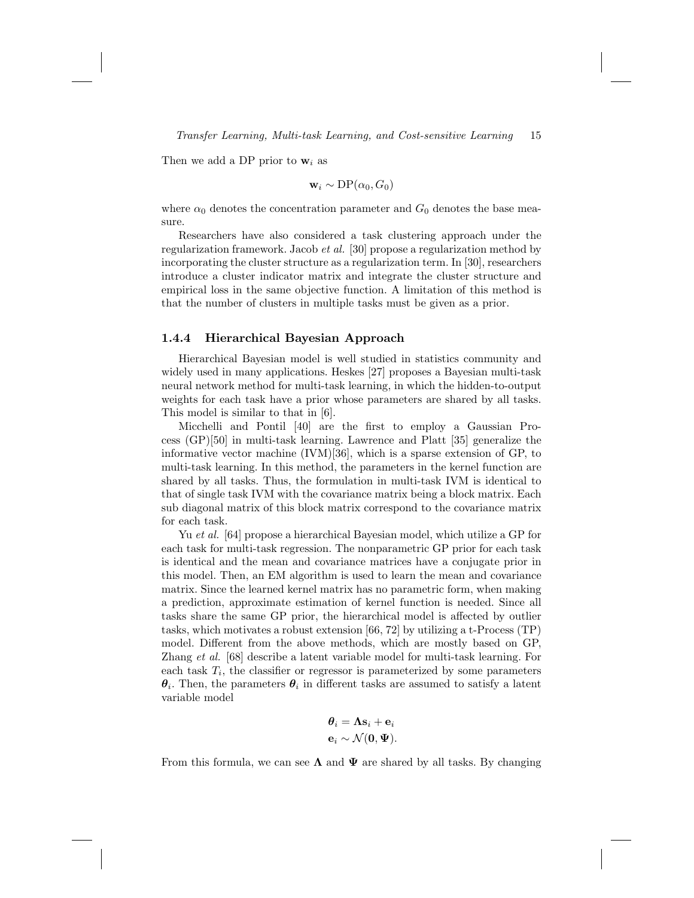Then we add a DP prior to $\mathbf{w}_i$ as

$$\mathbf{w}_i \sim \mathrm{DP}(\alpha_0, G_0)$$

where $\alpha_0$ denotes the concentration parameter and $G_0$ denotes the base measure.

Researchers have also considered a task clustering approach under the regularization framework. Jacob *et al.* [30] propose a regularization method by incorporating the cluster structure as a regularization term. In [30], researchers introduce a cluster indicator matrix and integrate the cluster structure and empirical loss in the same objective function. A limitation of this method is that the number of clusters in multiple tasks must be given as a prior.

### 1.4.4 Hierarchical Bayesian Approach

Hierarchical Bayesian model is well studied in statistics community and widely used in many applications. Heskes [27] proposes a Bayesian multi-task neural network method for multi-task learning, in which the hidden-to-output weights for each task have a prior whose parameters are shared by all tasks. This model is similar to that in [6].

Micchelli and Pontil [40] are the first to employ a Gaussian Process (GP)[50] in multi-task learning. Lawrence and Platt [35] generalize the informative vector machine (IVM)[36], which is a sparse extension of GP, to multi-task learning. In this method, the parameters in the kernel function are shared by all tasks. Thus, the formulation in multi-task IVM is identical to that of single task IVM with the covariance matrix being a block matrix. Each sub diagonal matrix of this block matrix correspond to the covariance matrix for each task.

Yu *et al.* [64] propose a hierarchical Bayesian model, which utilize a GP for each task for multi-task regression. The nonparametric GP prior for each task is identical and the mean and covariance matrices have a conjugate prior in this model. Then, an EM algorithm is used to learn the mean and covariance matrix. Since the learned kernel matrix has no parametric form, when making a prediction, approximate estimation of kernel function is needed. Since all tasks share the same GP prior, the hierarchical model is affected by outlier tasks, which motivates a robust extension [66, 72] by utilizing a t-Process (TP) model. Different from the above methods, which are mostly based on GP, Zhang *et al.* [68] describe a latent variable model for multi-task learning. For each task $T_i$, the classifier or regressor is parameterized by some parameters $\boldsymbol{\theta}_i$. Then, the parameters $\boldsymbol{\theta}_i$ in different tasks are assumed to satisfy a latent variable model

$$\boldsymbol{\theta}_i = \boldsymbol{\Lambda}\mathbf{s}_i + \mathbf{e}_i$$
$$\mathbf{e}_i \sim \mathcal{N}(\mathbf{0}, \boldsymbol{\Psi}).$$

From this formula, we can see $\boldsymbol{\Lambda}$ and $\boldsymbol{\Psi}$ are shared by all tasks. By changing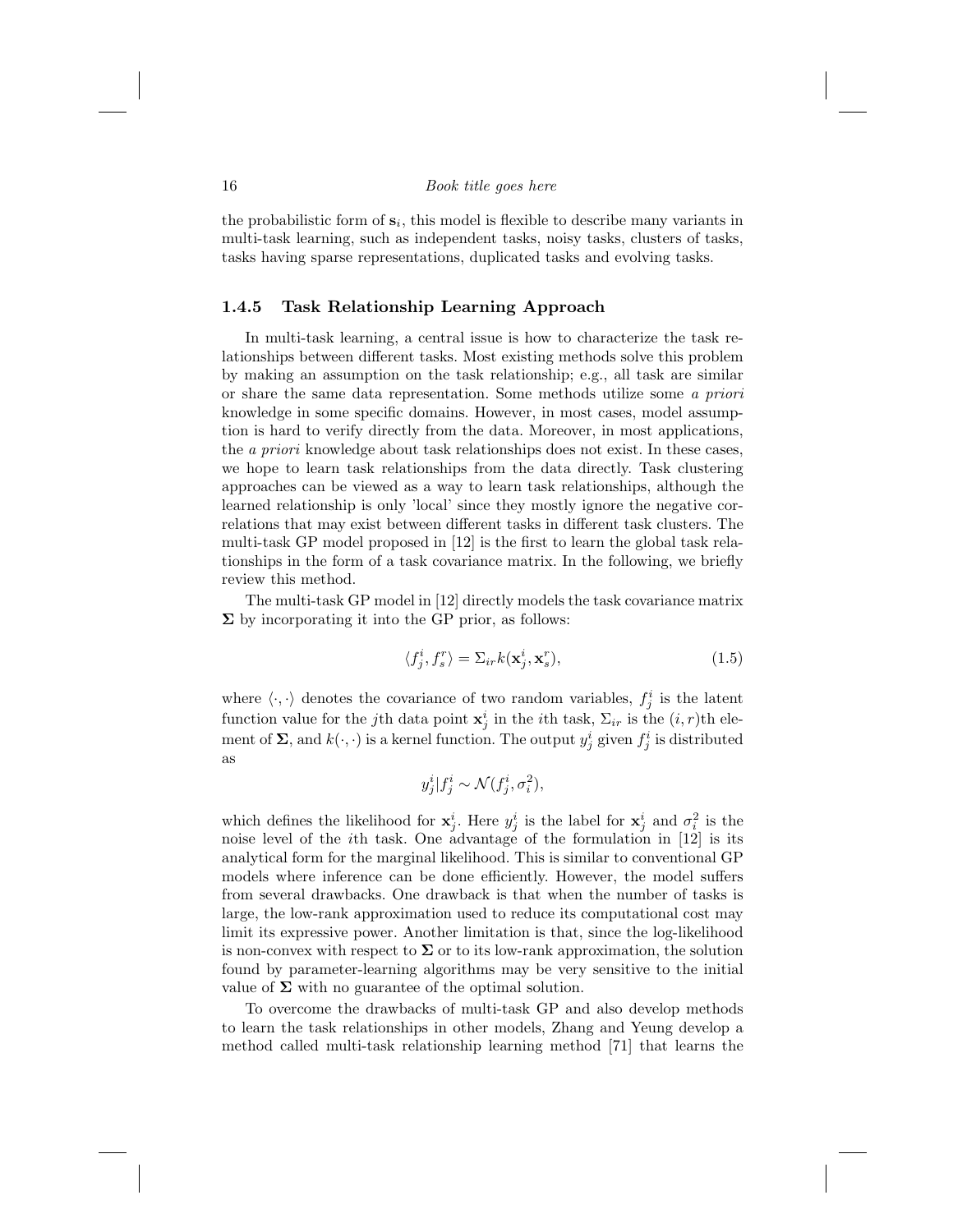the probabilistic form of $\mathbf{s}_i$, this model is flexible to describe many variants in multi-task learning, such as independent tasks, noisy tasks, clusters of tasks, tasks having sparse representations, duplicated tasks and evolving tasks.

### 1.4.5 Task Relationship Learning Approach

In multi-task learning, a central issue is how to characterize the task relationships between different tasks. Most existing methods solve this problem by making an assumption on the task relationship; e.g., all task are similar or share the same data representation. Some methods utilize some *a priori* knowledge in some specific domains. However, in most cases, model assumption is hard to verify directly from the data. Moreover, in most applications, the *a priori* knowledge about task relationships does not exist. In these cases, we hope to learn task relationships from the data directly. Task clustering approaches can be viewed as a way to learn task relationships, although the learned relationship is only 'local' since they mostly ignore the negative correlations that may exist between different tasks in different task clusters. The multi-task GP model proposed in [12] is the first to learn the global task relationships in the form of a task covariance matrix. In the following, we briefly review this method.

The multi-task GP model in [12] directly models the task covariance matrix $\mathbf{\Sigma}$ by incorporating it into the GP prior, as follows:

$$\langle f_j^i, f_s^r \rangle = \Sigma_{ir} k(\mathbf{x}_j^i, \mathbf{x}_s^r), \tag{1.5}$$

where $\langle \cdot, \cdot \rangle$ denotes the covariance of two random variables, $f_j^i$ is the latent function value for the $j$th data point $\mathbf{x}_j^i$ in the $i$th task, $\Sigma_{ir}$ is the $(i, r)$th element of $\mathbf{\Sigma}$, and $k(\cdot, \cdot)$ is a kernel function. The output $y_j^i$ given $f_j^i$ is distributed as

$$y_j^i | f_j^i \sim \mathcal{N}(f_j^i, \sigma_i^2),$$

which defines the likelihood for $\mathbf{x}_j^i$. Here $y_j^i$ is the label for $\mathbf{x}_j^i$ and $\sigma_i^2$ is the noise level of the $i$th task. One advantage of the formulation in [12] is its analytical form for the marginal likelihood. This is similar to conventional GP models where inference can be done efficiently. However, the model suffers from several drawbacks. One drawback is that when the number of tasks is large, the low-rank approximation used to reduce its computational cost may limit its expressive power. Another limitation is that, since the log-likelihood is non-convex with respect to $\mathbf{\Sigma}$ or to its low-rank approximation, the solution found by parameter-learning algorithms may be very sensitive to the initial value of $\mathbf{\Sigma}$ with no guarantee of the optimal solution.

To overcome the drawbacks of multi-task GP and also develop methods to learn the task relationships in other models, Zhang and Yeung develop a method called multi-task relationship learning method [71] that learns the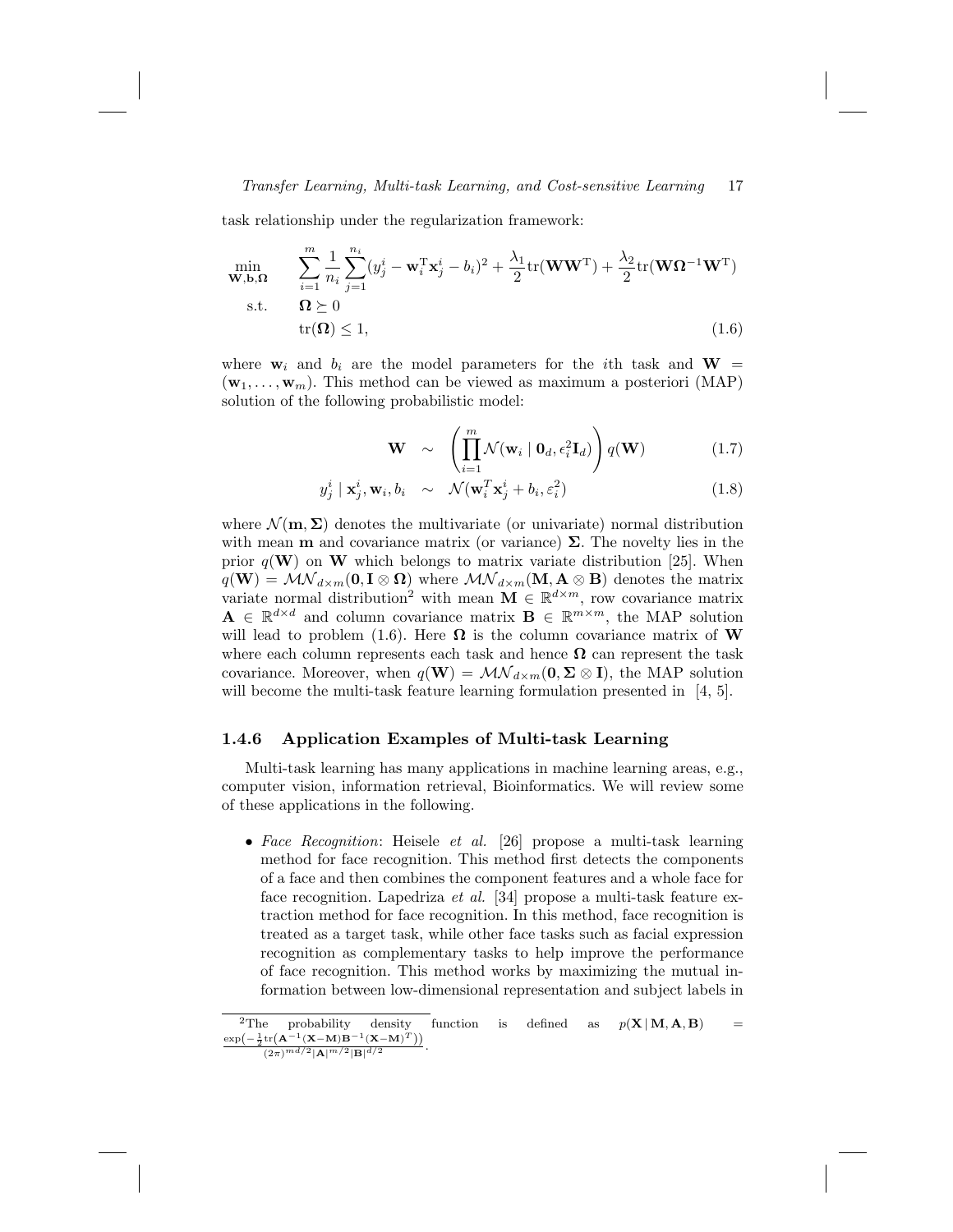task relationship under the regularization framework:

$$
\begin{aligned}
\min_{\mathbf{W},\mathbf{b},\mathbf{\Omega}} \quad & \sum_{i=1}^{m} \frac{1}{n_i} \sum_{j=1}^{n_i} (y_j^i - \mathbf{w}_i^{\mathrm{T}} \mathbf{x}_j^i - b_i)^2 + \frac{\lambda_1}{2} \mathrm{tr}(\mathbf{W}\mathbf{W}^{\mathrm{T}}) + \frac{\lambda_2}{2} \mathrm{tr}(\mathbf{W}\mathbf{\Omega}^{-1}\mathbf{W}^{\mathrm{T}}) \\
\text{s.t.} \quad & \mathbf{\Omega} \succeq 0 \\
& \mathrm{tr}(\mathbf{\Omega}) \leq 1,
\end{aligned} \tag{1.6}
$$

where $\mathbf{w}_i$ and $b_i$ are the model parameters for the $i$th task and $\mathbf{W} = (\mathbf{w}_1, \ldots, \mathbf{w}_m)$. This method can be viewed as maximum a posteriori (MAP) solution of the following probabilistic model:

$$
\mathbf{W} \sim \left( \prod_{i=1}^{m} \mathcal{N}(\mathbf{w}_i \mid \mathbf{0}_d, \epsilon_i^2 \mathbf{I}_d) \right) q(\mathbf{W}) \tag{1.7}
$$

$$
y_j^i \mid \mathbf{x}_j^i, \mathbf{w}_i, b_i \sim \mathcal{N}(\mathbf{w}_i^T \mathbf{x}_j^i + b_i, \varepsilon_i^2) \tag{1.8}
$$

where $\mathcal{N}(\mathbf{m}, \mathbf{\Sigma})$ denotes the multivariate (or univariate) normal distribution with mean $\mathbf{m}$ and covariance matrix (or variance) $\mathbf{\Sigma}$. The novelty lies in the prior $q(\mathbf{W})$ on $\mathbf{W}$ which belongs to matrix variate distribution [25]. When $q(\mathbf{W}) = \mathcal{MN}_{d\times m}(\mathbf{0}, \mathbf{I} \otimes \mathbf{\Omega})$ where $\mathcal{MN}_{d\times m}(\mathbf{M}, \mathbf{A} \otimes \mathbf{B})$ denotes the matrix variate normal distribution[2] with mean $\mathbf{M} \in \mathbb{R}^{d\times m}$, row covariance matrix $\mathbf{A} \in \mathbb{R}^{d\times d}$ and column covariance matrix $\mathbf{B} \in \mathbb{R}^{m\times m}$, the MAP solution will lead to problem (1.6). Here $\mathbf{\Omega}$ is the column covariance matrix of $\mathbf{W}$ where each column represents each task and hence $\mathbf{\Omega}$ can represent the task covariance. Moreover, when $q(\mathbf{W}) = \mathcal{MN}_{d\times m}(\mathbf{0}, \mathbf{\Sigma} \otimes \mathbf{I})$, the MAP solution will become the multi-task feature learning formulation presented in [4, 5].

### 1.4.6 Application Examples of Multi-task Learning

Multi-task learning has many applications in machine learning areas, e.g., computer vision, information retrieval, Bioinformatics. We will review some of these applications in the following.

- *Face Recognition*: Heisele *et al.* [26] propose a multi-task learning method for face recognition. This method first detects the components of a face and then combines the component features and a whole face for face recognition. Lapedriza *et al.* [34] propose a multi-task feature extraction method for face recognition. In this method, face recognition is treated as a target task, while other face tasks such as facial expression recognition as complementary tasks to help improve the performance of face recognition. This method works by maximizing the mutual information between low-dimensional representation and subject labels in

---

[2] The probability density function is defined as $p(\mathbf{X} \mid \mathbf{M}, \mathbf{A}, \mathbf{B}) = \frac{\exp\left(-\frac{1}{2}\mathrm{tr}\left(\mathbf{A}^{-1}(\mathbf{X}-\mathbf{M})\mathbf{B}^{-1}(\mathbf{X}-\mathbf{M})^T\right)\right)}{(2\pi)^{md/2}|\mathbf{A}|^{m/2}|\mathbf{B}|^{d/2}}$.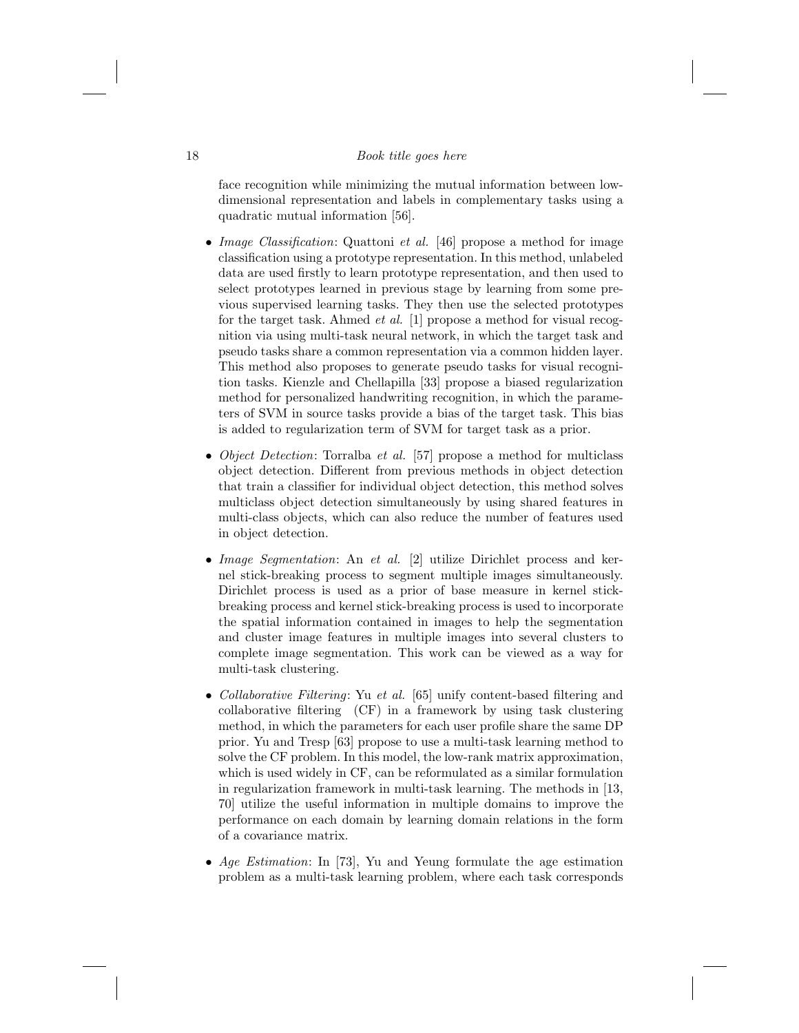face recognition while minimizing the mutual information between low-dimensional representation and labels in complementary tasks using a quadratic mutual information [56].

- *Image Classification*: Quattoni *et al.* [46] propose a method for image classification using a prototype representation. In this method, unlabeled data are used firstly to learn prototype representation, and then used to select prototypes learned in previous stage by learning from some previous supervised learning tasks. They then use the selected prototypes for the target task. Ahmed *et al.* [1] propose a method for visual recognition via using multi-task neural network, in which the target task and pseudo tasks share a common representation via a common hidden layer. This method also proposes to generate pseudo tasks for visual recognition tasks. Kienzle and Chellapilla [33] propose a biased regularization method for personalized handwriting recognition, in which the parameters of SVM in source tasks provide a bias of the target task. This bias is added to regularization term of SVM for target task as a prior.

- *Object Detection*: Torralba *et al.* [57] propose a method for multiclass object detection. Different from previous methods in object detection that train a classifier for individual object detection, this method solves multiclass object detection simultaneously by using shared features in multi-class objects, which can also reduce the number of features used in object detection.

- *Image Segmentation*: An *et al.* [2] utilize Dirichlet process and kernel stick-breaking process to segment multiple images simultaneously. Dirichlet process is used as a prior of base measure in kernel stick-breaking process and kernel stick-breaking process is used to incorporate the spatial information contained in images to help the segmentation and cluster image features in multiple images into several clusters to complete image segmentation. This work can be viewed as a way for multi-task clustering.

- *Collaborative Filtering*: Yu *et al.* [65] unify content-based filtering and collaborative filtering (CF) in a framework by using task clustering method, in which the parameters for each user profile share the same DP prior. Yu and Tresp [63] propose to use a multi-task learning method to solve the CF problem. In this model, the low-rank matrix approximation, which is used widely in CF, can be reformulated as a similar formulation in regularization framework in multi-task learning. The methods in [13, 70] utilize the useful information in multiple domains to improve the performance on each domain by learning domain relations in the form of a covariance matrix.

- *Age Estimation*: In [73], Yu and Yeung formulate the age estimation problem as a multi-task learning problem, where each task corresponds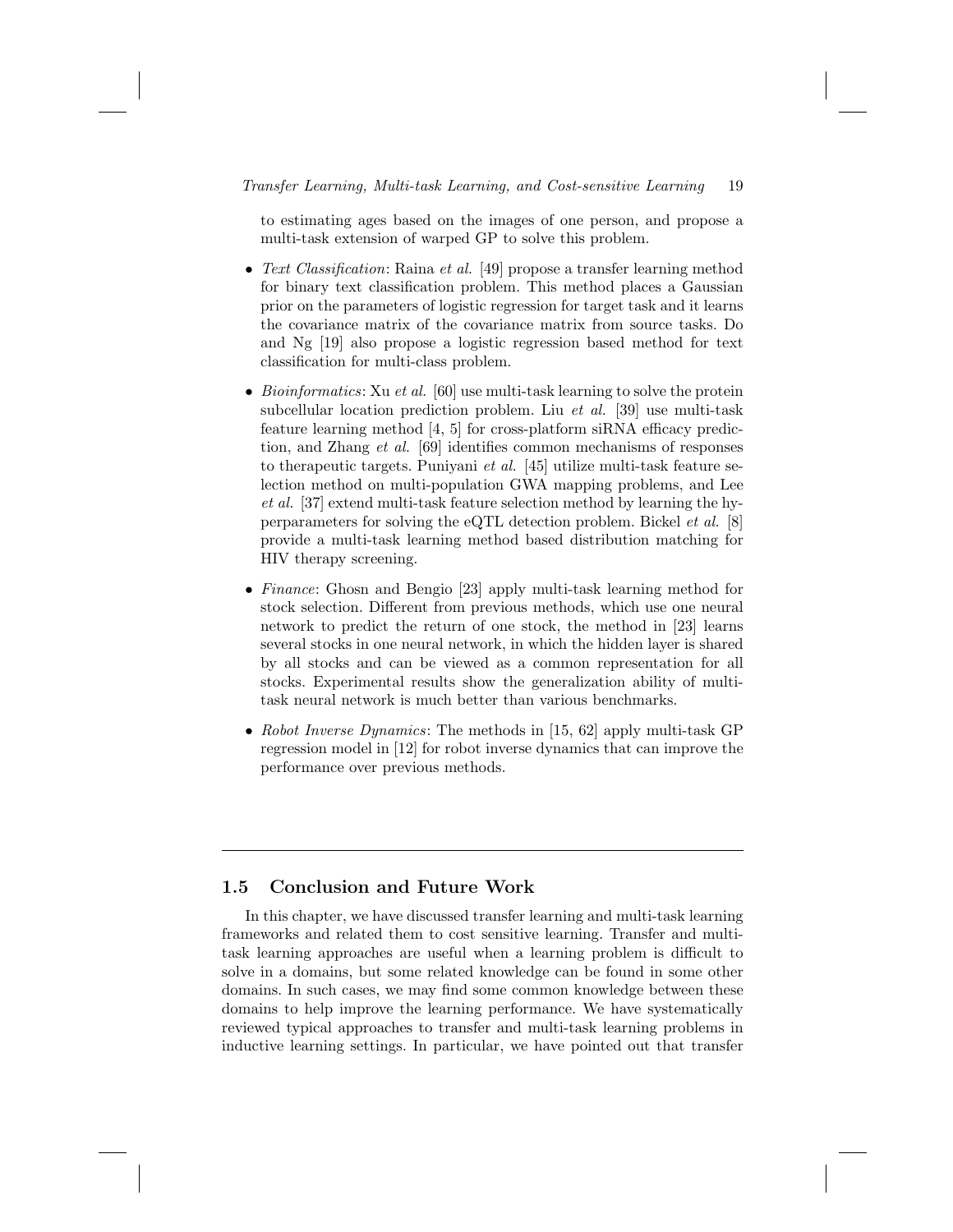to estimating ages based on the images of one person, and propose a multi-task extension of warped GP to solve this problem.

- *Text Classification*: Raina *et al.* [49] propose a transfer learning method for binary text classification problem. This method places a Gaussian prior on the parameters of logistic regression for target task and it learns the covariance matrix of the covariance matrix from source tasks. Do and Ng [19] also propose a logistic regression based method for text classification for multi-class problem.

- *Bioinformatics*: Xu *et al.* [60] use multi-task learning to solve the protein subcellular location prediction problem. Liu *et al.* [39] use multi-task feature learning method [4, 5] for cross-platform siRNA efficacy prediction, and Zhang *et al.* [69] identifies common mechanisms of responses to therapeutic targets. Puniyani *et al.* [45] utilize multi-task feature selection method on multi-population GWA mapping problems, and Lee *et al.* [37] extend multi-task feature selection method by learning the hyperparameters for solving the eQTL detection problem. Bickel *et al.* [8] provide a multi-task learning method based distribution matching for HIV therapy screening.

- *Finance*: Ghosn and Bengio [23] apply multi-task learning method for stock selection. Different from previous methods, which use one neural network to predict the return of one stock, the method in [23] learns several stocks in one neural network, in which the hidden layer is shared by all stocks and can be viewed as a common representation for all stocks. Experimental results show the generalization ability of multi-task neural network is much better than various benchmarks.

- *Robot Inverse Dynamics*: The methods in [15, 62] apply multi-task GP regression model in [12] for robot inverse dynamics that can improve the performance over previous methods.

## 1.5 Conclusion and Future Work

In this chapter, we have discussed transfer learning and multi-task learning frameworks and related them to cost sensitive learning. Transfer and multi-task learning approaches are useful when a learning problem is difficult to solve in a domains, but some related knowledge can be found in some other domains. In such cases, we may find some common knowledge between these domains to help improve the learning performance. We have systematically reviewed typical approaches to transfer and multi-task learning problems in inductive learning settings. In particular, we have pointed out that transfer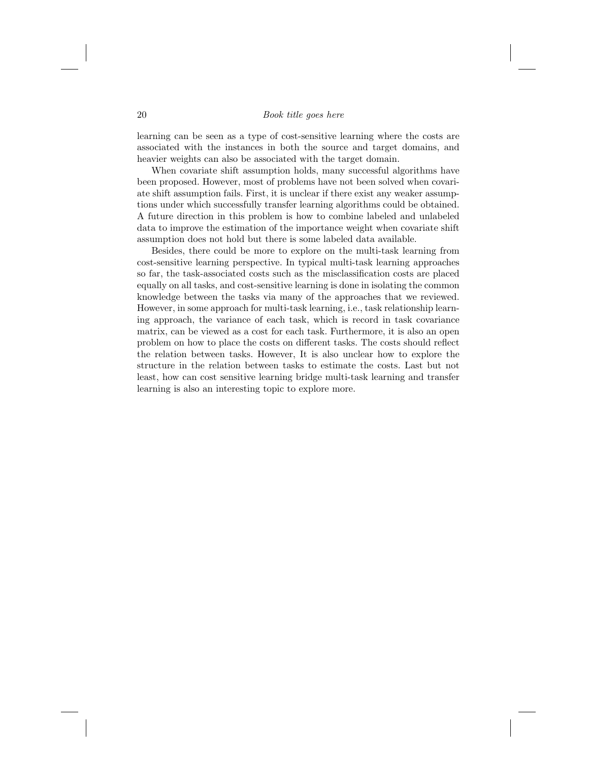learning can be seen as a type of cost-sensitive learning where the costs are associated with the instances in both the source and target domains, and heavier weights can also be associated with the target domain.

When covariate shift assumption holds, many successful algorithms have been proposed. However, most of problems have not been solved when covariate shift assumption fails. First, it is unclear if there exist any weaker assumptions under which successfully transfer learning algorithms could be obtained. A future direction in this problem is how to combine labeled and unlabeled data to improve the estimation of the importance weight when covariate shift assumption does not hold but there is some labeled data available.

Besides, there could be more to explore on the multi-task learning from cost-sensitive learning perspective. In typical multi-task learning approaches so far, the task-associated costs such as the misclassification costs are placed equally on all tasks, and cost-sensitive learning is done in isolating the common knowledge between the tasks via many of the approaches that we reviewed. However, in some approach for multi-task learning, i.e., task relationship learning approach, the variance of each task, which is record in task covariance matrix, can be viewed as a cost for each task. Furthermore, it is also an open problem on how to place the costs on different tasks. The costs should reflect the relation between tasks. However, It is also unclear how to explore the structure in the relation between tasks to estimate the costs. Last but not least, how can cost sensitive learning bridge multi-task learning and transfer learning is also an interesting topic to explore more.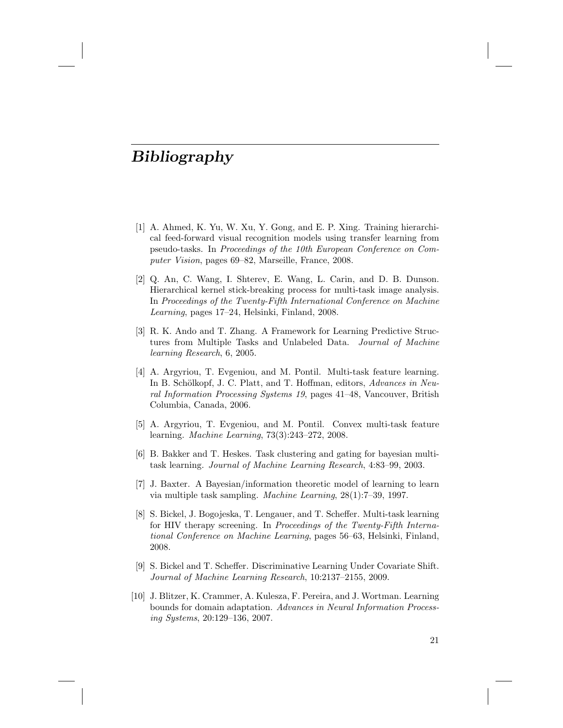# *Bibliography*

[1] A. Ahmed, K. Yu, W. Xu, Y. Gong, and E. P. Xing. Training hierarchical feed-forward visual recognition models using transfer learning from pseudo-tasks. In *Proceedings of the 10th European Conference on Computer Vision*, pages 69–82, Marseille, France, 2008.

[2] Q. An, C. Wang, I. Shterev, E. Wang, L. Carin, and D. B. Dunson. Hierarchical kernel stick-breaking process for multi-task image analysis. In *Proceedings of the Twenty-Fifth International Conference on Machine Learning*, pages 17–24, Helsinki, Finland, 2008.

[3] R. K. Ando and T. Zhang. A Framework for Learning Predictive Structures from Multiple Tasks and Unlabeled Data. *Journal of Machine learning Research*, 6, 2005.

[4] A. Argyriou, T. Evgeniou, and M. Pontil. Multi-task feature learning. In B. Schölkopf, J. C. Platt, and T. Hoffman, editors, *Advances in Neural Information Processing Systems 19*, pages 41–48, Vancouver, British Columbia, Canada, 2006.

[5] A. Argyriou, T. Evgeniou, and M. Pontil. Convex multi-task feature learning. *Machine Learning*, 73(3):243–272, 2008.

[6] B. Bakker and T. Heskes. Task clustering and gating for bayesian multitask learning. *Journal of Machine Learning Research*, 4:83–99, 2003.

[7] J. Baxter. A Bayesian/information theoretic model of learning to learn via multiple task sampling. *Machine Learning*, 28(1):7–39, 1997.

[8] S. Bickel, J. Bogojeska, T. Lengauer, and T. Scheffer. Multi-task learning for HIV therapy screening. In *Proceedings of the Twenty-Fifth International Conference on Machine Learning*, pages 56–63, Helsinki, Finland, 2008.

[9] S. Bickel and T. Scheffer. Discriminative Learning Under Covariate Shift. *Journal of Machine Learning Research*, 10:2137–2155, 2009.

[10] J. Blitzer, K. Crammer, A. Kulesza, F. Pereira, and J. Wortman. Learning bounds for domain adaptation. *Advances in Neural Information Processing Systems*, 20:129–136, 2007.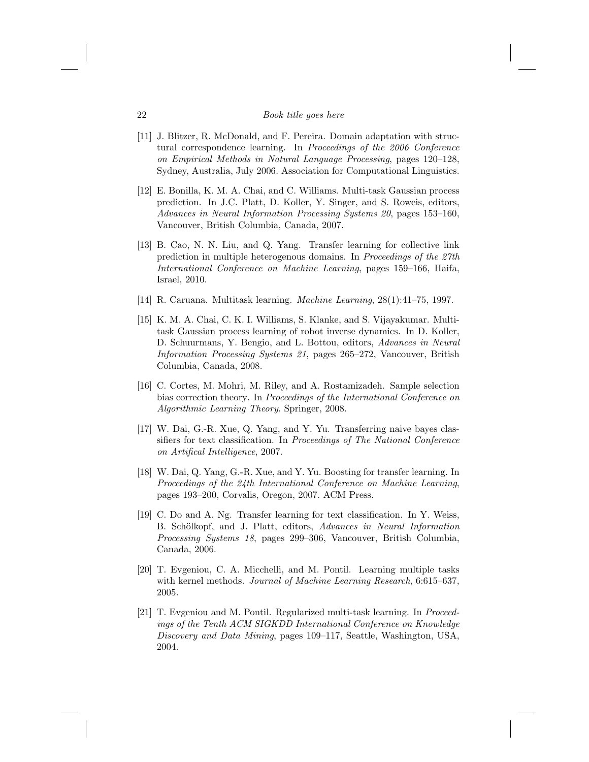[11] J. Blitzer, R. McDonald, and F. Pereira. Domain adaptation with structural correspondence learning. In *Proceedings of the 2006 Conference on Empirical Methods in Natural Language Processing*, pages 120–128, Sydney, Australia, July 2006. Association for Computational Linguistics.

[12] E. Bonilla, K. M. A. Chai, and C. Williams. Multi-task Gaussian process prediction. In J.C. Platt, D. Koller, Y. Singer, and S. Roweis, editors, *Advances in Neural Information Processing Systems 20*, pages 153–160, Vancouver, British Columbia, Canada, 2007.

[13] B. Cao, N. N. Liu, and Q. Yang. Transfer learning for collective link prediction in multiple heterogenous domains. In *Proceedings of the 27th International Conference on Machine Learning*, pages 159–166, Haifa, Israel, 2010.

[14] R. Caruana. Multitask learning. *Machine Learning*, 28(1):41–75, 1997.

[15] K. M. A. Chai, C. K. I. Williams, S. Klanke, and S. Vijayakumar. Multi-task Gaussian process learning of robot inverse dynamics. In D. Koller, D. Schuurmans, Y. Bengio, and L. Bottou, editors, *Advances in Neural Information Processing Systems 21*, pages 265–272, Vancouver, British Columbia, Canada, 2008.

[16] C. Cortes, M. Mohri, M. Riley, and A. Rostamizadeh. Sample selection bias correction theory. In *Proceedings of the International Conference on Algorithmic Learning Theory*. Springer, 2008.

[17] W. Dai, G.-R. Xue, Q. Yang, and Y. Yu. Transferring naive bayes classifiers for text classification. In *Proceedings of The National Conference on Artifical Intelligence*, 2007.

[18] W. Dai, Q. Yang, G.-R. Xue, and Y. Yu. Boosting for transfer learning. In *Proceedings of the 24th International Conference on Machine Learning*, pages 193–200, Corvalis, Oregon, 2007. ACM Press.

[19] C. Do and A. Ng. Transfer learning for text classification. In Y. Weiss, B. Schölkopf, and J. Platt, editors, *Advances in Neural Information Processing Systems 18*, pages 299–306, Vancouver, British Columbia, Canada, 2006.

[20] T. Evgeniou, C. A. Micchelli, and M. Pontil. Learning multiple tasks with kernel methods. *Journal of Machine Learning Research*, 6:615–637, 2005.

[21] T. Evgeniou and M. Pontil. Regularized multi-task learning. In *Proceedings of the Tenth ACM SIGKDD International Conference on Knowledge Discovery and Data Mining*, pages 109–117, Seattle, Washington, USA, 2004.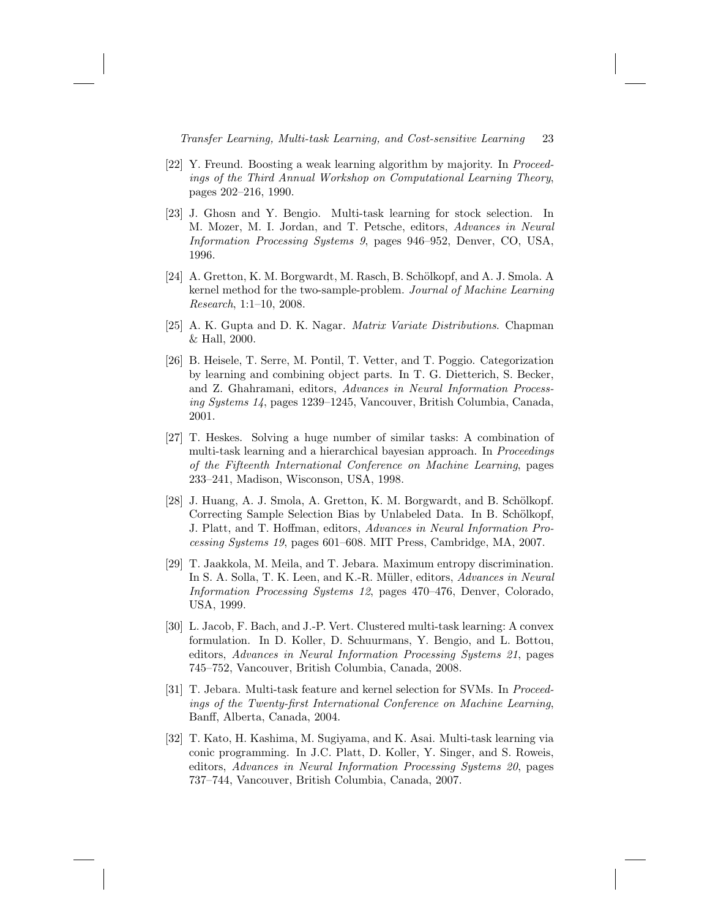[22] Y. Freund. Boosting a weak learning algorithm by majority. In *Proceedings of the Third Annual Workshop on Computational Learning Theory*, pages 202–216, 1990.

[23] J. Ghosn and Y. Bengio. Multi-task learning for stock selection. In M. Mozer, M. I. Jordan, and T. Petsche, editors, *Advances in Neural Information Processing Systems 9*, pages 946–952, Denver, CO, USA, 1996.

[24] A. Gretton, K. M. Borgwardt, M. Rasch, B. Schölkopf, and A. J. Smola. A kernel method for the two-sample-problem. *Journal of Machine Learning Research*, 1:1–10, 2008.

[25] A. K. Gupta and D. K. Nagar. *Matrix Variate Distributions*. Chapman & Hall, 2000.

[26] B. Heisele, T. Serre, M. Pontil, T. Vetter, and T. Poggio. Categorization by learning and combining object parts. In T. G. Dietterich, S. Becker, and Z. Ghahramani, editors, *Advances in Neural Information Processing Systems 14*, pages 1239–1245, Vancouver, British Columbia, Canada, 2001.

[27] T. Heskes. Solving a huge number of similar tasks: A combination of multi-task learning and a hierarchical bayesian approach. In *Proceedings of the Fifteenth International Conference on Machine Learning*, pages 233–241, Madison, Wisconson, USA, 1998.

[28] J. Huang, A. J. Smola, A. Gretton, K. M. Borgwardt, and B. Schölkopf. Correcting Sample Selection Bias by Unlabeled Data. In B. Schölkopf, J. Platt, and T. Hoffman, editors, *Advances in Neural Information Processing Systems 19*, pages 601–608. MIT Press, Cambridge, MA, 2007.

[29] T. Jaakkola, M. Meila, and T. Jebara. Maximum entropy discrimination. In S. A. Solla, T. K. Leen, and K.-R. Müller, editors, *Advances in Neural Information Processing Systems 12*, pages 470–476, Denver, Colorado, USA, 1999.

[30] L. Jacob, F. Bach, and J.-P. Vert. Clustered multi-task learning: A convex formulation. In D. Koller, D. Schuurmans, Y. Bengio, and L. Bottou, editors, *Advances in Neural Information Processing Systems 21*, pages 745–752, Vancouver, British Columbia, Canada, 2008.

[31] T. Jebara. Multi-task feature and kernel selection for SVMs. In *Proceedings of the Twenty-first International Conference on Machine Learning*, Banff, Alberta, Canada, 2004.

[32] T. Kato, H. Kashima, M. Sugiyama, and K. Asai. Multi-task learning via conic programming. In J.C. Platt, D. Koller, Y. Singer, and S. Roweis, editors, *Advances in Neural Information Processing Systems 20*, pages 737–744, Vancouver, British Columbia, Canada, 2007.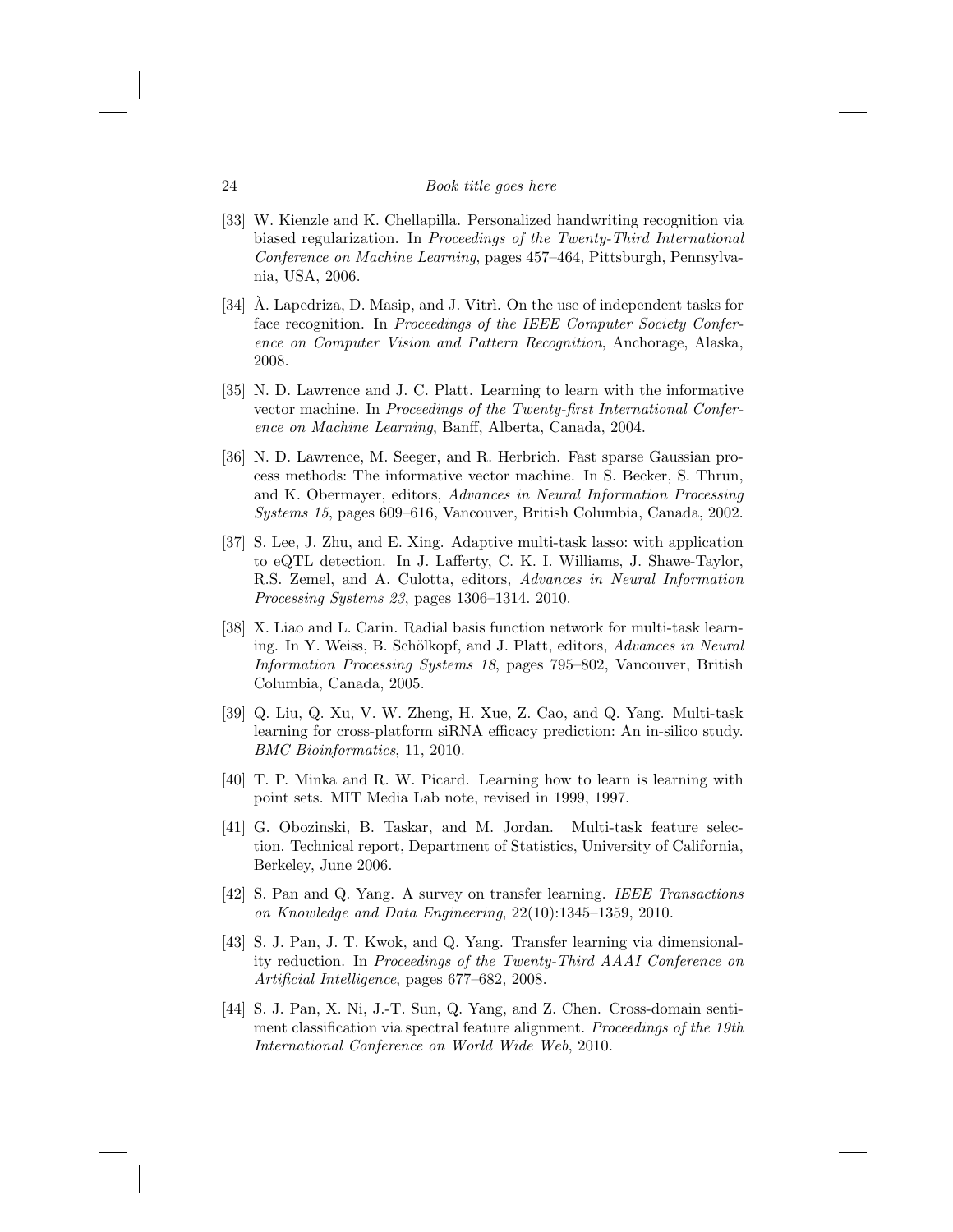[33] W. Kienzle and K. Chellapilla. Personalized handwriting recognition via biased regularization. In *Proceedings of the Twenty-Third International Conference on Machine Learning*, pages 457–464, Pittsburgh, Pennsylvania, USA, 2006.

[34] À. Lapedriza, D. Masip, and J. Vitrì. On the use of independent tasks for face recognition. In *Proceedings of the IEEE Computer Society Conference on Computer Vision and Pattern Recognition*, Anchorage, Alaska, 2008.

[35] N. D. Lawrence and J. C. Platt. Learning to learn with the informative vector machine. In *Proceedings of the Twenty-first International Conference on Machine Learning*, Banff, Alberta, Canada, 2004.

[36] N. D. Lawrence, M. Seeger, and R. Herbrich. Fast sparse Gaussian process methods: The informative vector machine. In S. Becker, S. Thrun, and K. Obermayer, editors, *Advances in Neural Information Processing Systems 15*, pages 609–616, Vancouver, British Columbia, Canada, 2002.

[37] S. Lee, J. Zhu, and E. Xing. Adaptive multi-task lasso: with application to eQTL detection. In J. Lafferty, C. K. I. Williams, J. Shawe-Taylor, R.S. Zemel, and A. Culotta, editors, *Advances in Neural Information Processing Systems 23*, pages 1306–1314. 2010.

[38] X. Liao and L. Carin. Radial basis function network for multi-task learning. In Y. Weiss, B. Schölkopf, and J. Platt, editors, *Advances in Neural Information Processing Systems 18*, pages 795–802, Vancouver, British Columbia, Canada, 2005.

[39] Q. Liu, Q. Xu, V. W. Zheng, H. Xue, Z. Cao, and Q. Yang. Multi-task learning for cross-platform siRNA efficacy prediction: An in-silico study. *BMC Bioinformatics*, 11, 2010.

[40] T. P. Minka and R. W. Picard. Learning how to learn is learning with point sets. MIT Media Lab note, revised in 1999, 1997.

[41] G. Obozinski, B. Taskar, and M. Jordan. Multi-task feature selection. Technical report, Department of Statistics, University of California, Berkeley, June 2006.

[42] S. Pan and Q. Yang. A survey on transfer learning. *IEEE Transactions on Knowledge and Data Engineering*, 22(10):1345–1359, 2010.

[43] S. J. Pan, J. T. Kwok, and Q. Yang. Transfer learning via dimensionality reduction. In *Proceedings of the Twenty-Third AAAI Conference on Artificial Intelligence*, pages 677–682, 2008.

[44] S. J. Pan, X. Ni, J.-T. Sun, Q. Yang, and Z. Chen. Cross-domain sentiment classification via spectral feature alignment. *Proceedings of the 19th International Conference on World Wide Web*, 2010.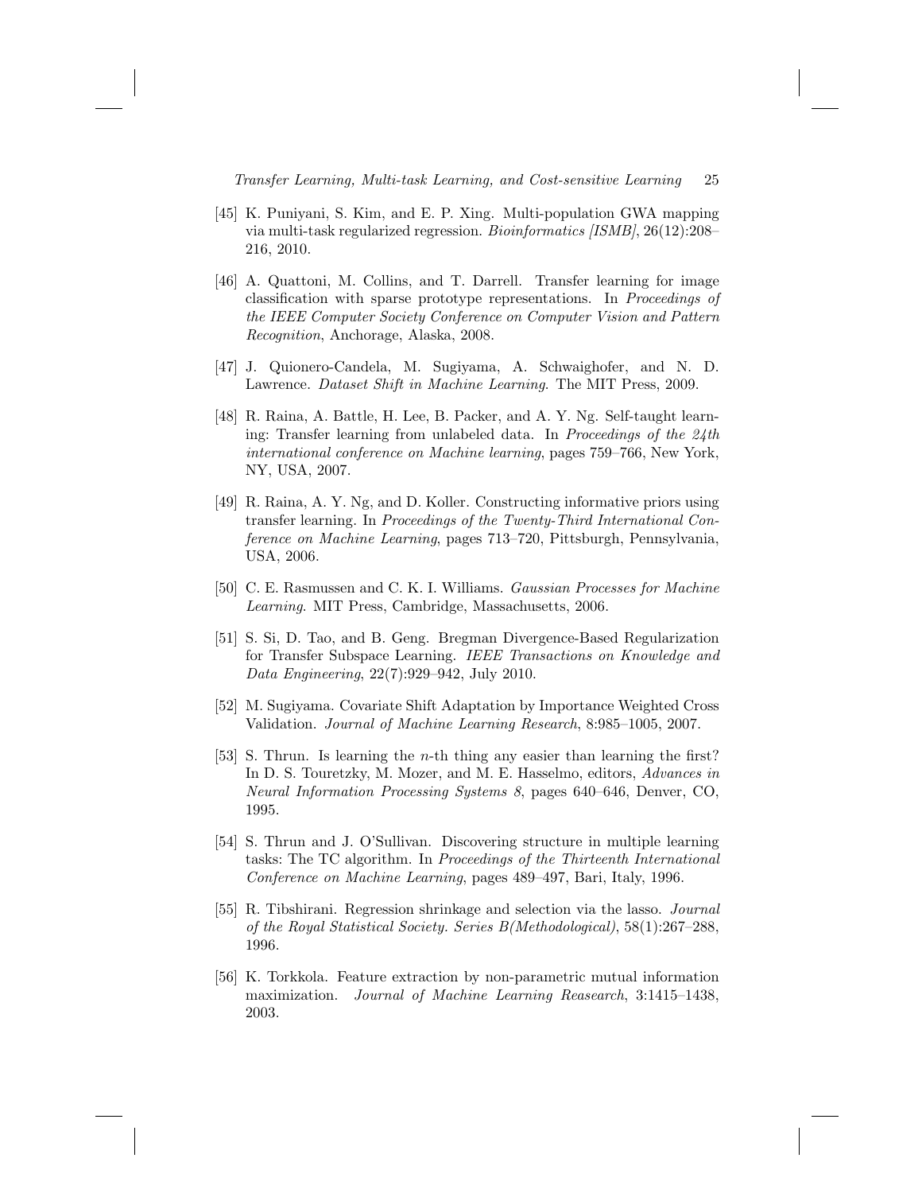[45] K. Puniyani, S. Kim, and E. P. Xing. Multi-population GWA mapping via multi-task regularized regression. *Bioinformatics [ISMB]*, 26(12):208–216, 2010.

[46] A. Quattoni, M. Collins, and T. Darrell. Transfer learning for image classification with sparse prototype representations. In *Proceedings of the IEEE Computer Society Conference on Computer Vision and Pattern Recognition*, Anchorage, Alaska, 2008.

[47] J. Quionero-Candela, M. Sugiyama, A. Schwaighofer, and N. D. Lawrence. *Dataset Shift in Machine Learning*. The MIT Press, 2009.

[48] R. Raina, A. Battle, H. Lee, B. Packer, and A. Y. Ng. Self-taught learning: Transfer learning from unlabeled data. In *Proceedings of the 24th international conference on Machine learning*, pages 759–766, New York, NY, USA, 2007.

[49] R. Raina, A. Y. Ng, and D. Koller. Constructing informative priors using transfer learning. In *Proceedings of the Twenty-Third International Conference on Machine Learning*, pages 713–720, Pittsburgh, Pennsylvania, USA, 2006.

[50] C. E. Rasmussen and C. K. I. Williams. *Gaussian Processes for Machine Learning*. MIT Press, Cambridge, Massachusetts, 2006.

[51] S. Si, D. Tao, and B. Geng. Bregman Divergence-Based Regularization for Transfer Subspace Learning. *IEEE Transactions on Knowledge and Data Engineering*, 22(7):929–942, July 2010.

[52] M. Sugiyama. Covariate Shift Adaptation by Importance Weighted Cross Validation. *Journal of Machine Learning Research*, 8:985–1005, 2007.

[53] S. Thrun. Is learning the $n$-th thing any easier than learning the first? In D. S. Touretzky, M. Mozer, and M. E. Hasselmo, editors, *Advances in Neural Information Processing Systems 8*, pages 640–646, Denver, CO, 1995.

[54] S. Thrun and J. O'Sullivan. Discovering structure in multiple learning tasks: The TC algorithm. In *Proceedings of the Thirteenth International Conference on Machine Learning*, pages 489–497, Bari, Italy, 1996.

[55] R. Tibshirani. Regression shrinkage and selection via the lasso. *Journal of the Royal Statistical Society. Series B(Methodological)*, 58(1):267–288, 1996.

[56] K. Torkkola. Feature extraction by non-parametric mutual information maximization. *Journal of Machine Learning Reasearch*, 3:1415–1438, 2003.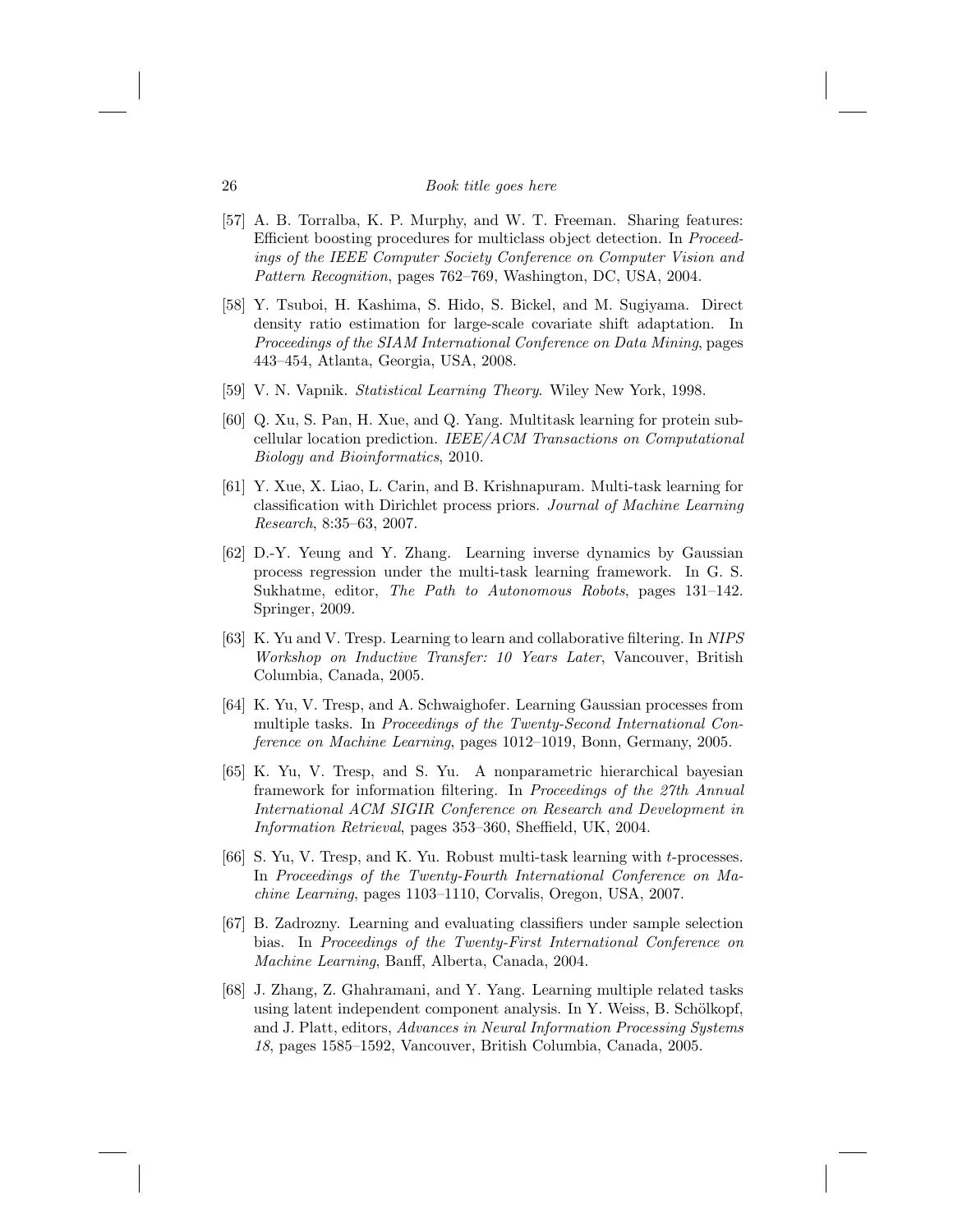[57] A. B. Torralba, K. P. Murphy, and W. T. Freeman. Sharing features: Efficient boosting procedures for multiclass object detection. In *Proceedings of the IEEE Computer Society Conference on Computer Vision and Pattern Recognition*, pages 762–769, Washington, DC, USA, 2004.

[58] Y. Tsuboi, H. Kashima, S. Hido, S. Bickel, and M. Sugiyama. Direct density ratio estimation for large-scale covariate shift adaptation. In *Proceedings of the SIAM International Conference on Data Mining*, pages 443–454, Atlanta, Georgia, USA, 2008.

[59] V. N. Vapnik. *Statistical Learning Theory*. Wiley New York, 1998.

[60] Q. Xu, S. Pan, H. Xue, and Q. Yang. Multitask learning for protein subcellular location prediction. *IEEE/ACM Transactions on Computational Biology and Bioinformatics*, 2010.

[61] Y. Xue, X. Liao, L. Carin, and B. Krishnapuram. Multi-task learning for classification with Dirichlet process priors. *Journal of Machine Learning Research*, 8:35–63, 2007.

[62] D.-Y. Yeung and Y. Zhang. Learning inverse dynamics by Gaussian process regression under the multi-task learning framework. In G. S. Sukhatme, editor, *The Path to Autonomous Robots*, pages 131–142. Springer, 2009.

[63] K. Yu and V. Tresp. Learning to learn and collaborative filtering. In *NIPS Workshop on Inductive Transfer: 10 Years Later*, Vancouver, British Columbia, Canada, 2005.

[64] K. Yu, V. Tresp, and A. Schwaighofer. Learning Gaussian processes from multiple tasks. In *Proceedings of the Twenty-Second International Conference on Machine Learning*, pages 1012–1019, Bonn, Germany, 2005.

[65] K. Yu, V. Tresp, and S. Yu. A nonparametric hierarchical bayesian framework for information filtering. In *Proceedings of the 27th Annual International ACM SIGIR Conference on Research and Development in Information Retrieval*, pages 353–360, Sheffield, UK, 2004.

[66] S. Yu, V. Tresp, and K. Yu. Robust multi-task learning with $t$-processes. In *Proceedings of the Twenty-Fourth International Conference on Machine Learning*, pages 1103–1110, Corvalis, Oregon, USA, 2007.

[67] B. Zadrozny. Learning and evaluating classifiers under sample selection bias. In *Proceedings of the Twenty-First International Conference on Machine Learning*, Banff, Alberta, Canada, 2004.

[68] J. Zhang, Z. Ghahramani, and Y. Yang. Learning multiple related tasks using latent independent component analysis. In Y. Weiss, B. Schölkopf, and J. Platt, editors, *Advances in Neural Information Processing Systems 18*, pages 1585–1592, Vancouver, British Columbia, Canada, 2005.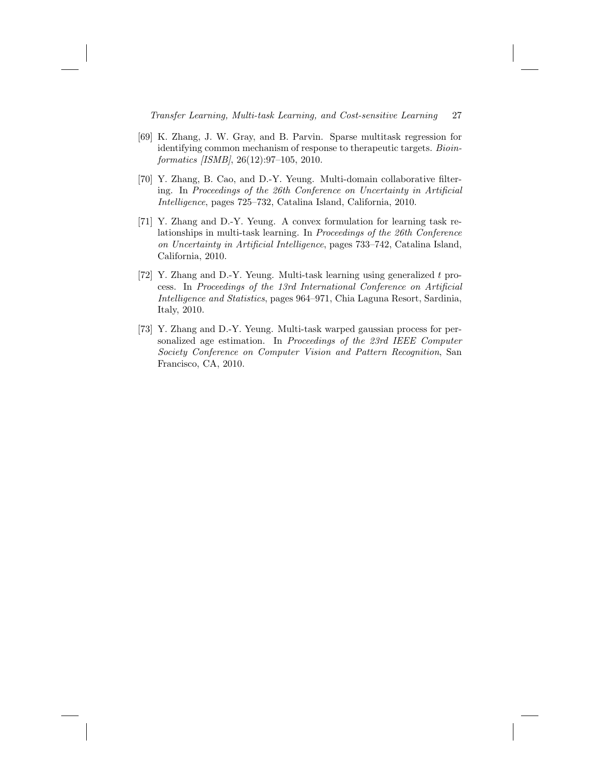[69] K. Zhang, J. W. Gray, and B. Parvin. Sparse multitask regression for identifying common mechanism of response to therapeutic targets. *Bioinformatics [ISMB]*, 26(12):97–105, 2010.

[70] Y. Zhang, B. Cao, and D.-Y. Yeung. Multi-domain collaborative filtering. In *Proceedings of the 26th Conference on Uncertainty in Artificial Intelligence*, pages 725–732, Catalina Island, California, 2010.

[71] Y. Zhang and D.-Y. Yeung. A convex formulation for learning task relationships in multi-task learning. In *Proceedings of the 26th Conference on Uncertainty in Artificial Intelligence*, pages 733–742, Catalina Island, California, 2010.

[72] Y. Zhang and D.-Y. Yeung. Multi-task learning using generalized $t$ process. In *Proceedings of the 13rd International Conference on Artificial Intelligence and Statistics*, pages 964–971, Chia Laguna Resort, Sardinia, Italy, 2010.

[73] Y. Zhang and D.-Y. Yeung. Multi-task warped gaussian process for personalized age estimation. In *Proceedings of the 23rd IEEE Computer Society Conference on Computer Vision and Pattern Recognition*, San Francisco, CA, 2010.